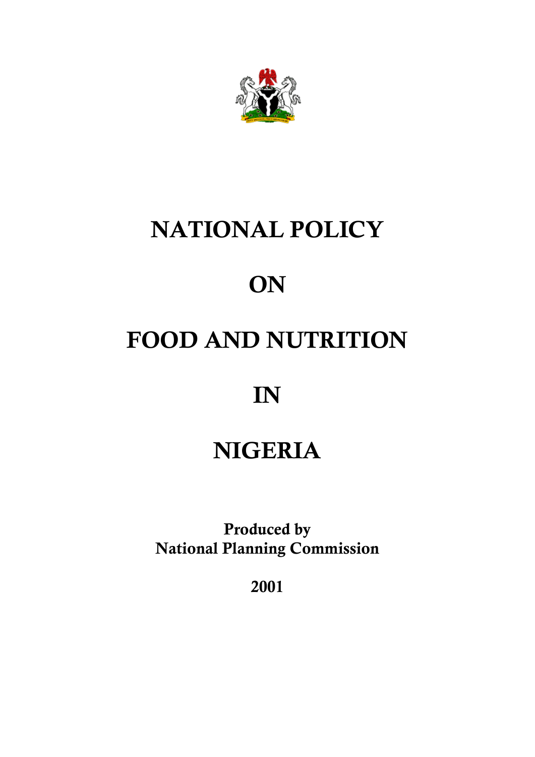# NATIONAL POLICY

# ON

# FOOD AND NUTRITION

# IN

# NIGERIA

**Produced by**
**National Planning Commission**

**2001**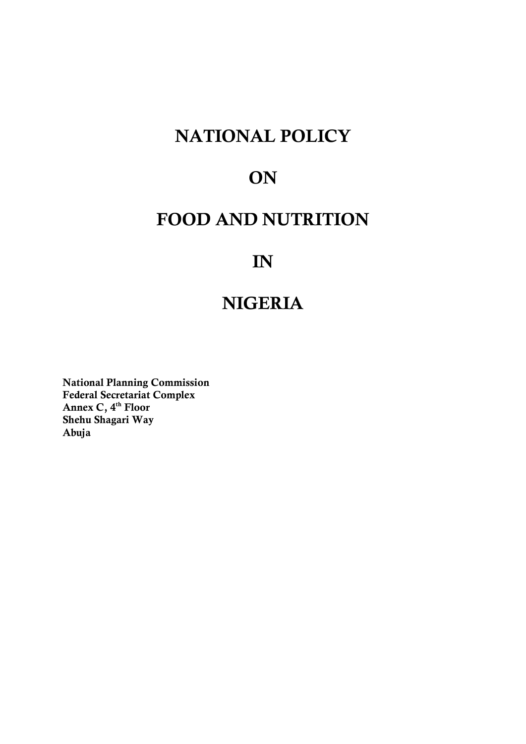# NATIONAL POLICY

# ON

# FOOD AND NUTRITION

# IN

# NIGERIA

**National Planning Commission**
**Federal Secretariat Complex**
**Annex C, 4th Floor**
**Shehu Shagari Way**
**Abuja**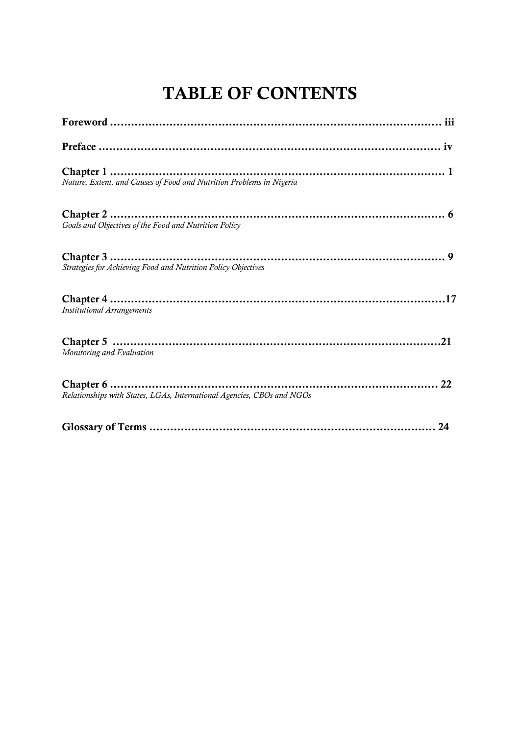# TABLE OF CONTENTS

**Foreword ........................................................................................ iii**

**Preface ........................................................................................ iv**

**Chapter 1 ........................................................................................ 1**
*Nature, Extent, and Causes of Food and Nutrition Problems in Nigeria*

**Chapter 2 ........................................................................................ 6**
*Goals and Objectives of the Food and Nutrition Policy*

**Chapter 3 ........................................................................................ 9**
*Strategies for Achieving Food and Nutrition Policy Objectives*

**Chapter 4 ........................................................................................17**
*Institutional Arrangements*

**Chapter 5 ........................................................................................21**
*Monitoring and Evaluation*

**Chapter 6 ........................................................................................ 22**
*Relationships with States, LGAs, International Agencies, CBOs and NGOs*

**Glossary of Terms ........................................................................ 24**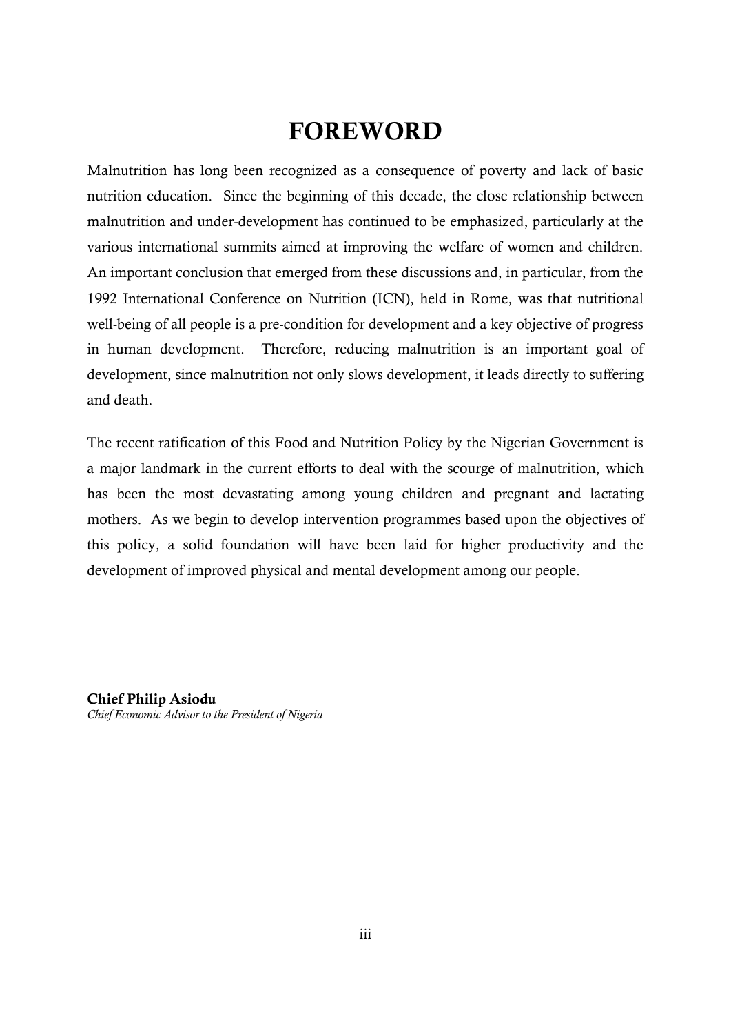# FOREWORD

Malnutrition has long been recognized as a consequence of poverty and lack of basic nutrition education. Since the beginning of this decade, the close relationship between malnutrition and under-development has continued to be emphasized, particularly at the various international summits aimed at improving the welfare of women and children. An important conclusion that emerged from these discussions and, in particular, from the 1992 International Conference on Nutrition (ICN), held in Rome, was that nutritional well-being of all people is a pre-condition for development and a key objective of progress in human development. Therefore, reducing malnutrition is an important goal of development, since malnutrition not only slows development, it leads directly to suffering and death.

The recent ratification of this Food and Nutrition Policy by the Nigerian Government is a major landmark in the current efforts to deal with the scourge of malnutrition, which has been the most devastating among young children and pregnant and lactating mothers. As we begin to develop intervention programmes based upon the objectives of this policy, a solid foundation will have been laid for higher productivity and the development of improved physical and mental development among our people.

**Chief Philip Asiodu**
*Chief Economic Advisor to the President of Nigeria*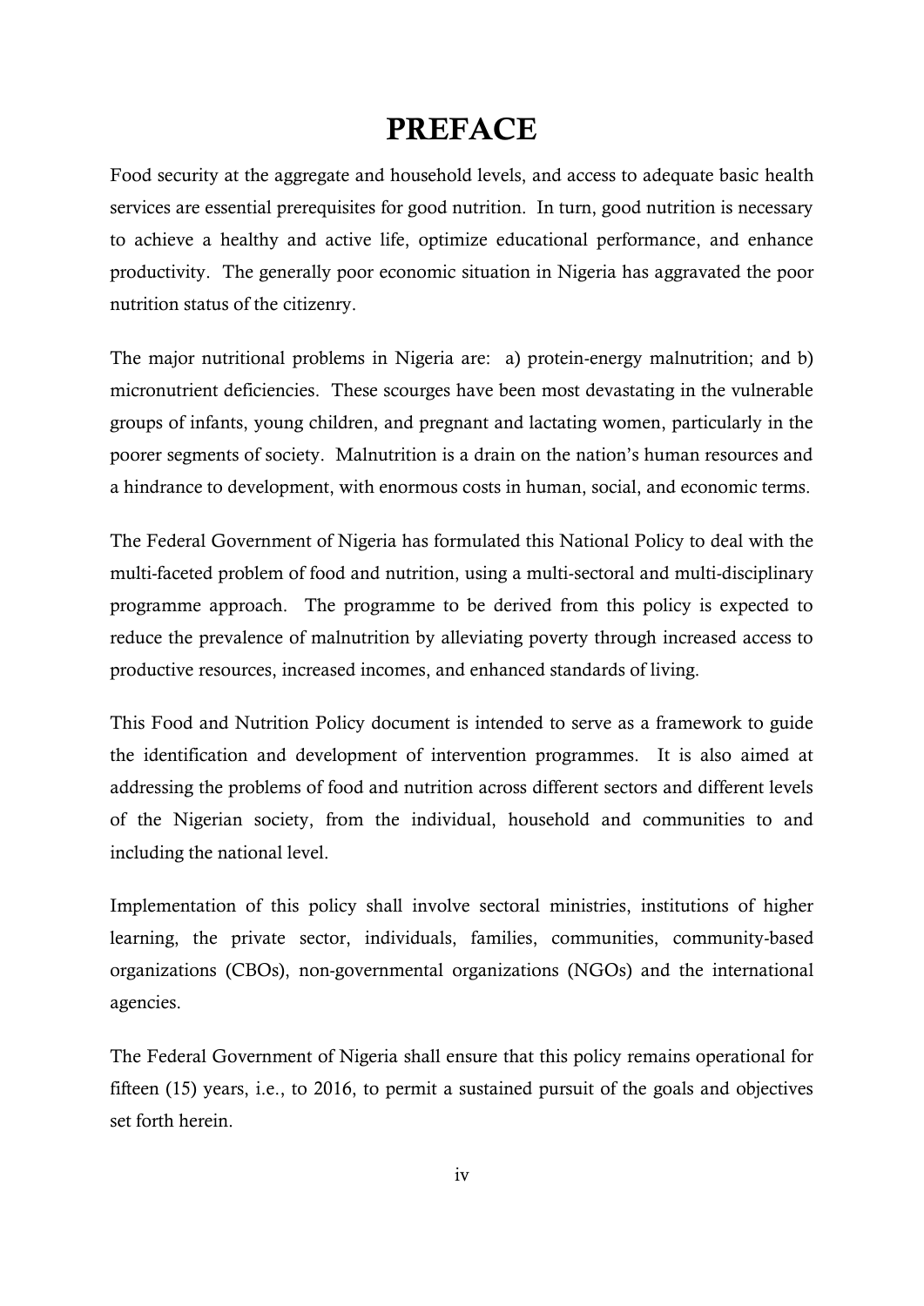# PREFACE

Food security at the aggregate and household levels, and access to adequate basic health services are essential prerequisites for good nutrition. In turn, good nutrition is necessary to achieve a healthy and active life, optimize educational performance, and enhance productivity. The generally poor economic situation in Nigeria has aggravated the poor nutrition status of the citizenry.

The major nutritional problems in Nigeria are: a) protein-energy malnutrition; and b) micronutrient deficiencies. These scourges have been most devastating in the vulnerable groups of infants, young children, and pregnant and lactating women, particularly in the poorer segments of society. Malnutrition is a drain on the nation's human resources and a hindrance to development, with enormous costs in human, social, and economic terms.

The Federal Government of Nigeria has formulated this National Policy to deal with the multi-faceted problem of food and nutrition, using a multi-sectoral and multi-disciplinary programme approach. The programme to be derived from this policy is expected to reduce the prevalence of malnutrition by alleviating poverty through increased access to productive resources, increased incomes, and enhanced standards of living.

This Food and Nutrition Policy document is intended to serve as a framework to guide the identification and development of intervention programmes. It is also aimed at addressing the problems of food and nutrition across different sectors and different levels of the Nigerian society, from the individual, household and communities to and including the national level.

Implementation of this policy shall involve sectoral ministries, institutions of higher learning, the private sector, individuals, families, communities, community-based organizations (CBOs), non-governmental organizations (NGOs) and the international agencies.

The Federal Government of Nigeria shall ensure that this policy remains operational for fifteen (15) years, i.e., to 2016, to permit a sustained pursuit of the goals and objectives set forth herein.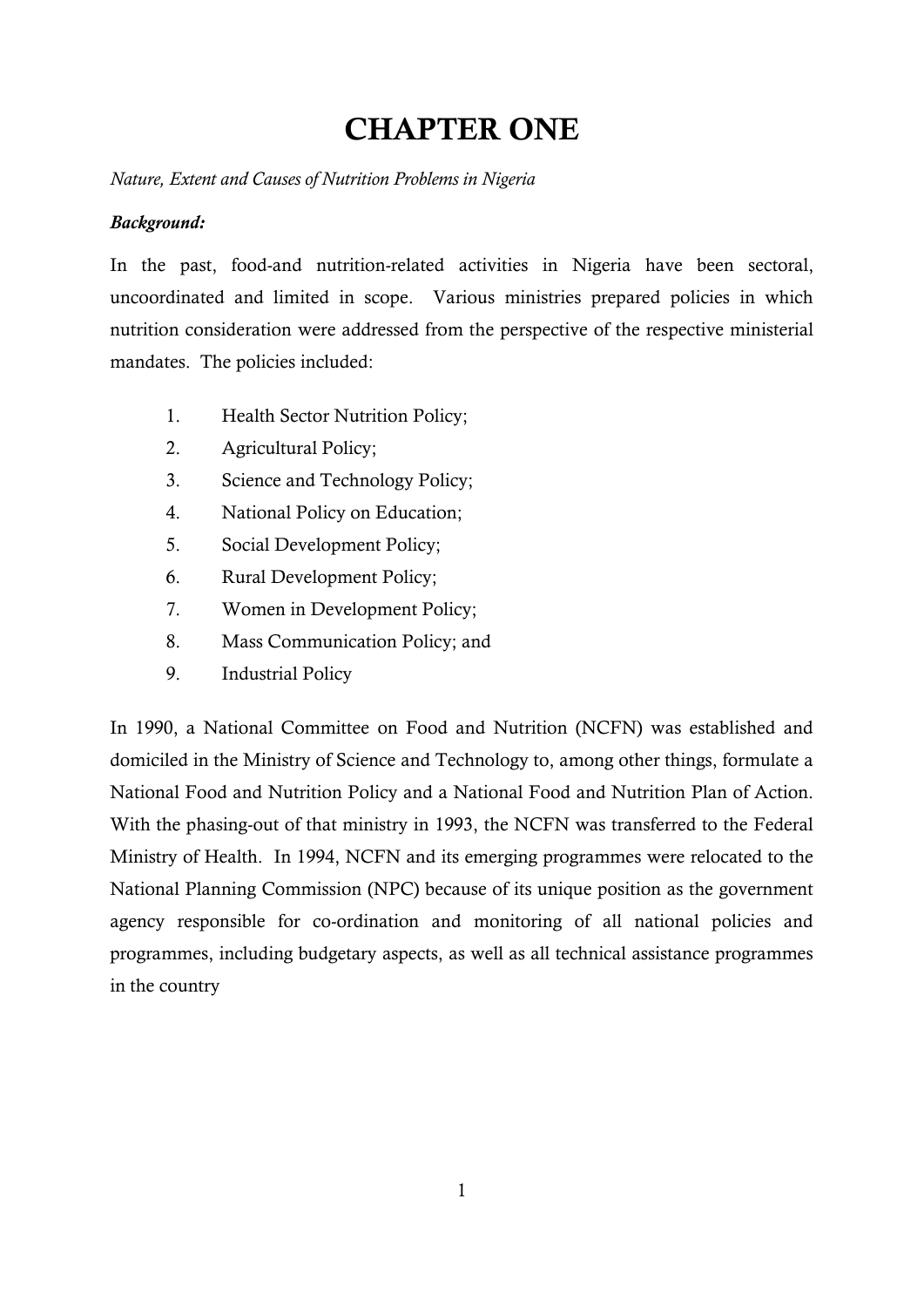# CHAPTER ONE

*Nature, Extent and Causes of Nutrition Problems in Nigeria*

***Background:***

In the past, food-and nutrition-related activities in Nigeria have been sectoral, uncoordinated and limited in scope. Various ministries prepared policies in which nutrition consideration were addressed from the perspective of the respective ministerial mandates. The policies included:

1. Health Sector Nutrition Policy;
2. Agricultural Policy;
3. Science and Technology Policy;
4. National Policy on Education;
5. Social Development Policy;
6. Rural Development Policy;
7. Women in Development Policy;
8. Mass Communication Policy; and
9. Industrial Policy

In 1990, a National Committee on Food and Nutrition (NCFN) was established and domiciled in the Ministry of Science and Technology to, among other things, formulate a National Food and Nutrition Policy and a National Food and Nutrition Plan of Action. With the phasing-out of that ministry in 1993, the NCFN was transferred to the Federal Ministry of Health. In 1994, NCFN and its emerging programmes were relocated to the National Planning Commission (NPC) because of its unique position as the government agency responsible for co-ordination and monitoring of all national policies and programmes, including budgetary aspects, as well as all technical assistance programmes in the country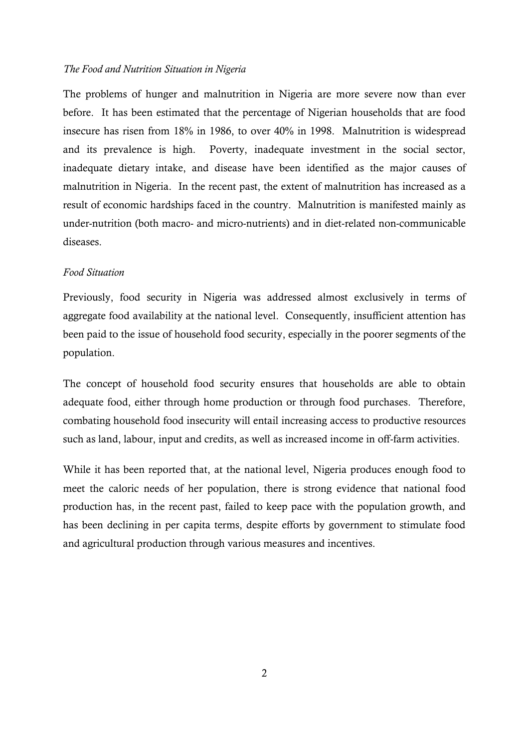*The Food and Nutrition Situation in Nigeria*

The problems of hunger and malnutrition in Nigeria are more severe now than ever before. It has been estimated that the percentage of Nigerian households that are food insecure has risen from 18% in 1986, to over 40% in 1998. Malnutrition is widespread and its prevalence is high. Poverty, inadequate investment in the social sector, inadequate dietary intake, and disease have been identified as the major causes of malnutrition in Nigeria. In the recent past, the extent of malnutrition has increased as a result of economic hardships faced in the country. Malnutrition is manifested mainly as under-nutrition (both macro- and micro-nutrients) and in diet-related non-communicable diseases.

*Food Situation*

Previously, food security in Nigeria was addressed almost exclusively in terms of aggregate food availability at the national level. Consequently, insufficient attention has been paid to the issue of household food security, especially in the poorer segments of the population.

The concept of household food security ensures that households are able to obtain adequate food, either through home production or through food purchases. Therefore, combating household food insecurity will entail increasing access to productive resources such as land, labour, input and credits, as well as increased income in off-farm activities.

While it has been reported that, at the national level, Nigeria produces enough food to meet the caloric needs of her population, there is strong evidence that national food production has, in the recent past, failed to keep pace with the population growth, and has been declining in per capita terms, despite efforts by government to stimulate food and agricultural production through various measures and incentives.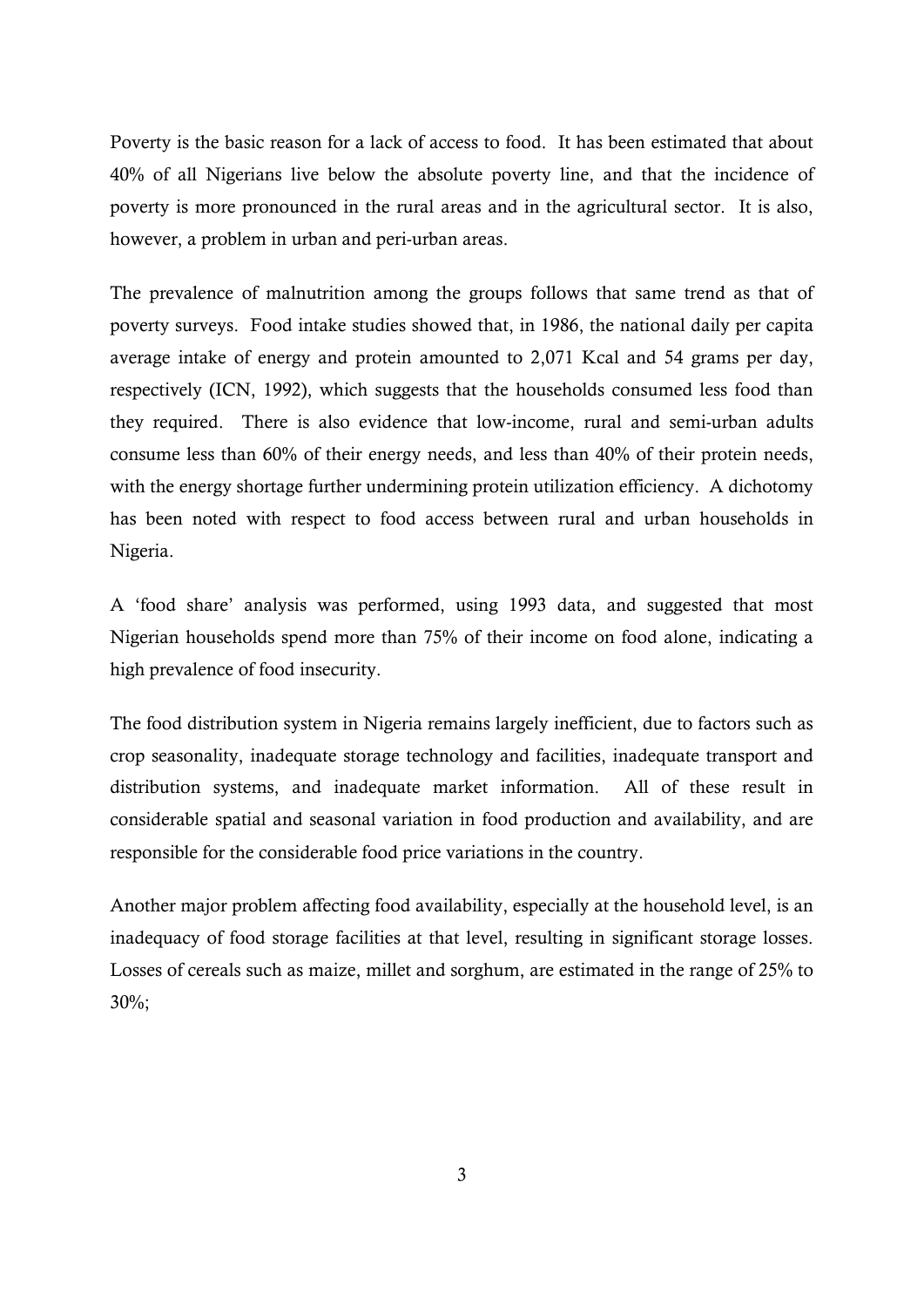Poverty is the basic reason for a lack of access to food. It has been estimated that about 40% of all Nigerians live below the absolute poverty line, and that the incidence of poverty is more pronounced in the rural areas and in the agricultural sector. It is also, however, a problem in urban and peri-urban areas.

The prevalence of malnutrition among the groups follows that same trend as that of poverty surveys. Food intake studies showed that, in 1986, the national daily per capita average intake of energy and protein amounted to 2,071 Kcal and 54 grams per day, respectively (ICN, 1992), which suggests that the households consumed less food than they required. There is also evidence that low-income, rural and semi-urban adults consume less than 60% of their energy needs, and less than 40% of their protein needs, with the energy shortage further undermining protein utilization efficiency. A dichotomy has been noted with respect to food access between rural and urban households in Nigeria.

A 'food share' analysis was performed, using 1993 data, and suggested that most Nigerian households spend more than 75% of their income on food alone, indicating a high prevalence of food insecurity.

The food distribution system in Nigeria remains largely inefficient, due to factors such as crop seasonality, inadequate storage technology and facilities, inadequate transport and distribution systems, and inadequate market information. All of these result in considerable spatial and seasonal variation in food production and availability, and are responsible for the considerable food price variations in the country.

Another major problem affecting food availability, especially at the household level, is an inadequacy of food storage facilities at that level, resulting in significant storage losses. Losses of cereals such as maize, millet and sorghum, are estimated in the range of 25% to 30%;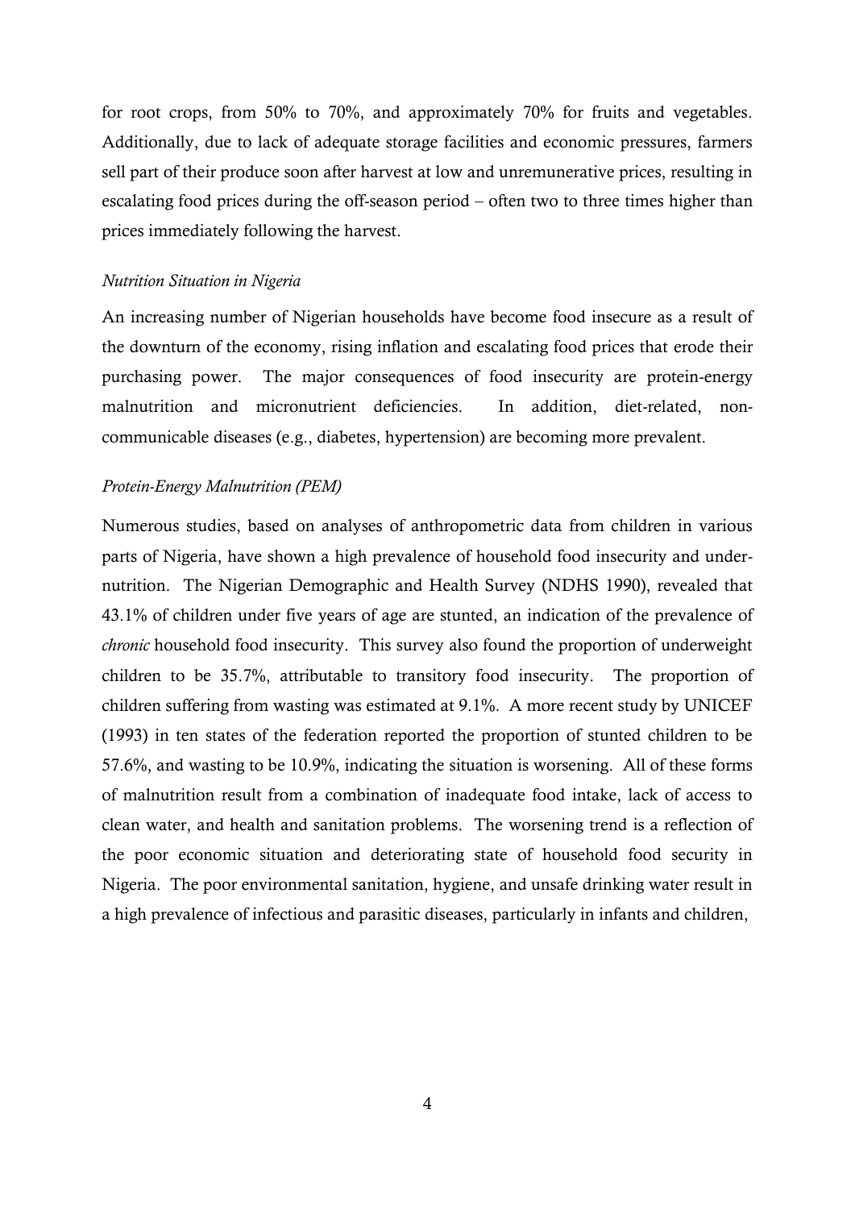for root crops, from 50% to 70%, and approximately 70% for fruits and vegetables. Additionally, due to lack of adequate storage facilities and economic pressures, farmers sell part of their produce soon after harvest at low and unremunerative prices, resulting in escalating food prices during the off-season period – often two to three times higher than prices immediately following the harvest.

*Nutrition Situation in Nigeria*

An increasing number of Nigerian households have become food insecure as a result of the downturn of the economy, rising inflation and escalating food prices that erode their purchasing power. The major consequences of food insecurity are protein-energy malnutrition and micronutrient deficiencies. In addition, diet-related, non-communicable diseases (e.g., diabetes, hypertension) are becoming more prevalent.

*Protein-Energy Malnutrition (PEM)*

Numerous studies, based on analyses of anthropometric data from children in various parts of Nigeria, have shown a high prevalence of household food insecurity and under-nutrition. The Nigerian Demographic and Health Survey (NDHS 1990), revealed that 43.1% of children under five years of age are stunted, an indication of the prevalence of *chronic* household food insecurity. This survey also found the proportion of underweight children to be 35.7%, attributable to transitory food insecurity. The proportion of children suffering from wasting was estimated at 9.1%. A more recent study by UNICEF (1993) in ten states of the federation reported the proportion of stunted children to be 57.6%, and wasting to be 10.9%, indicating the situation is worsening. All of these forms of malnutrition result from a combination of inadequate food intake, lack of access to clean water, and health and sanitation problems. The worsening trend is a reflection of the poor economic situation and deteriorating state of household food security in Nigeria. The poor environmental sanitation, hygiene, and unsafe drinking water result in a high prevalence of infectious and parasitic diseases, particularly in infants and children,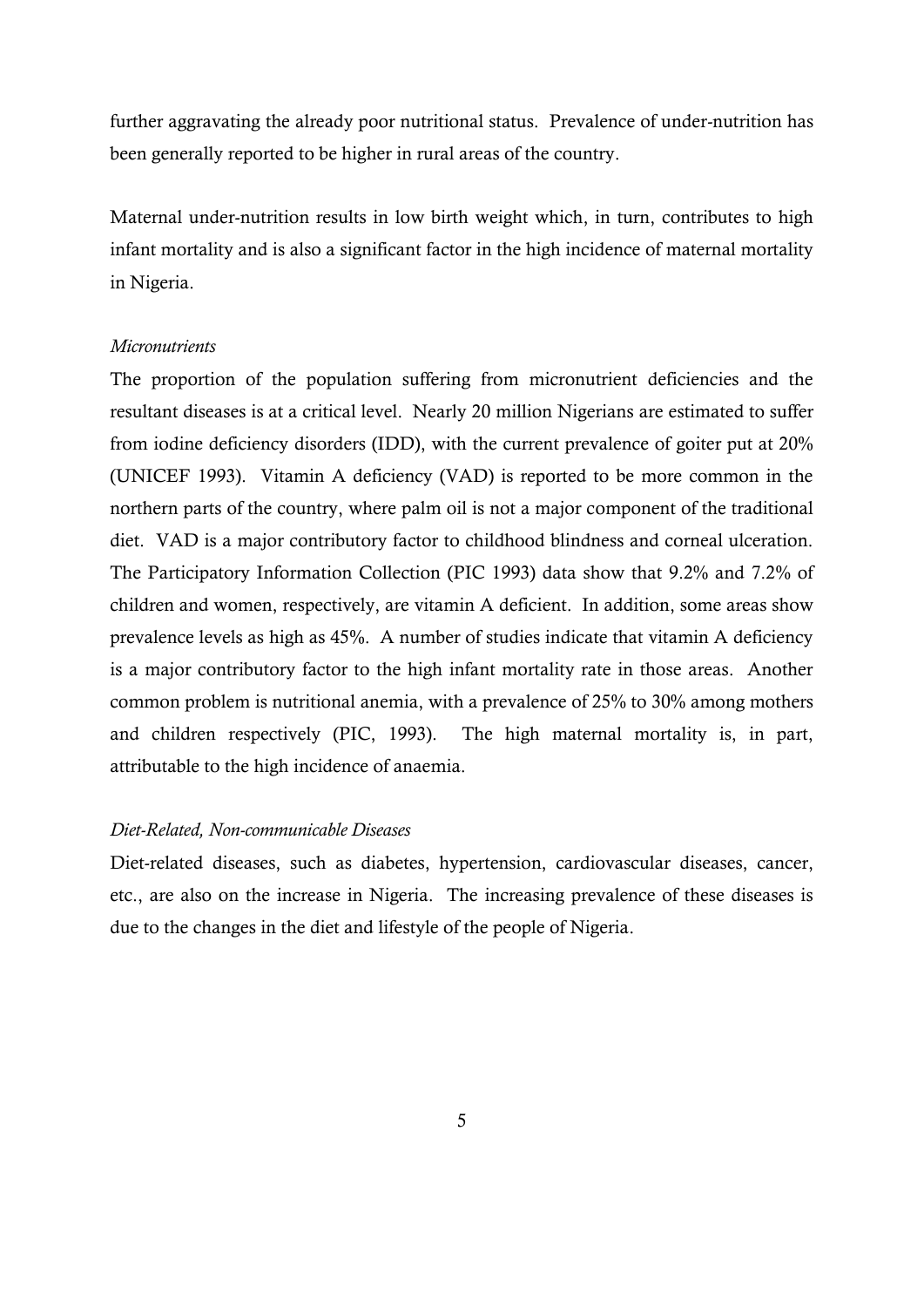further aggravating the already poor nutritional status. Prevalence of under-nutrition has been generally reported to be higher in rural areas of the country.

Maternal under-nutrition results in low birth weight which, in turn, contributes to high infant mortality and is also a significant factor in the high incidence of maternal mortality in Nigeria.

*Micronutrients*

The proportion of the population suffering from micronutrient deficiencies and the resultant diseases is at a critical level. Nearly 20 million Nigerians are estimated to suffer from iodine deficiency disorders (IDD), with the current prevalence of goiter put at 20% (UNICEF 1993). Vitamin A deficiency (VAD) is reported to be more common in the northern parts of the country, where palm oil is not a major component of the traditional diet. VAD is a major contributory factor to childhood blindness and corneal ulceration. The Participatory Information Collection (PIC 1993) data show that 9.2% and 7.2% of children and women, respectively, are vitamin A deficient. In addition, some areas show prevalence levels as high as 45%. A number of studies indicate that vitamin A deficiency is a major contributory factor to the high infant mortality rate in those areas. Another common problem is nutritional anemia, with a prevalence of 25% to 30% among mothers and children respectively (PIC, 1993). The high maternal mortality is, in part, attributable to the high incidence of anaemia.

*Diet-Related, Non-communicable Diseases*

Diet-related diseases, such as diabetes, hypertension, cardiovascular diseases, cancer, etc., are also on the increase in Nigeria. The increasing prevalence of these diseases is due to the changes in the diet and lifestyle of the people of Nigeria.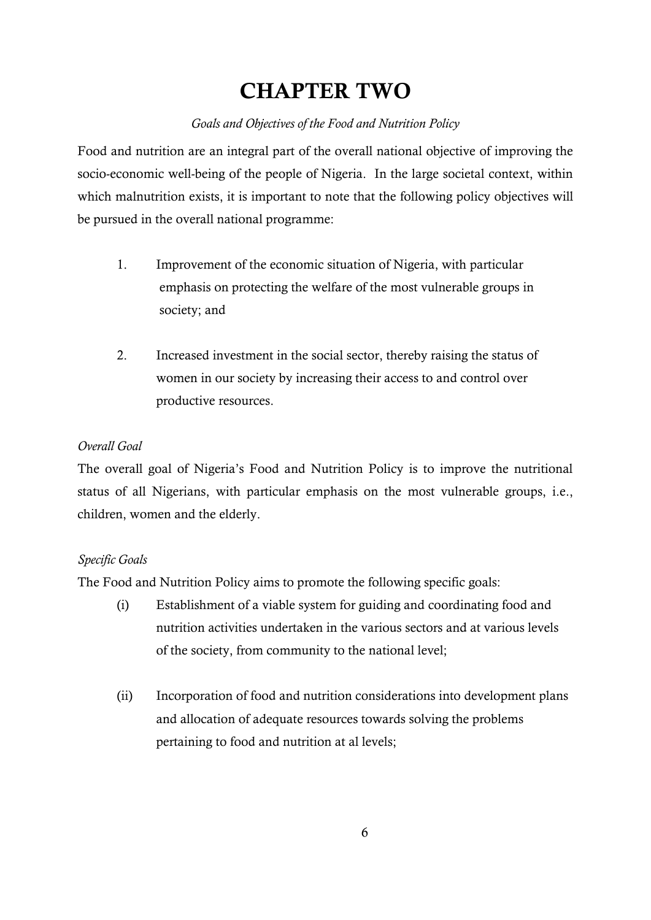# CHAPTER TWO

*Goals and Objectives of the Food and Nutrition Policy*

Food and nutrition are an integral part of the overall national objective of improving the socio-economic well-being of the people of Nigeria. In the large societal context, within which malnutrition exists, it is important to note that the following policy objectives will be pursued in the overall national programme:

1. Improvement of the economic situation of Nigeria, with particular emphasis on protecting the welfare of the most vulnerable groups in society; and

2. Increased investment in the social sector, thereby raising the status of women in our society by increasing their access to and control over productive resources.

*Overall Goal*

The overall goal of Nigeria's Food and Nutrition Policy is to improve the nutritional status of all Nigerians, with particular emphasis on the most vulnerable groups, i.e., children, women and the elderly.

*Specific Goals*

The Food and Nutrition Policy aims to promote the following specific goals:

(i) Establishment of a viable system for guiding and coordinating food and nutrition activities undertaken in the various sectors and at various levels of the society, from community to the national level;

(ii) Incorporation of food and nutrition considerations into development plans and allocation of adequate resources towards solving the problems pertaining to food and nutrition at al levels;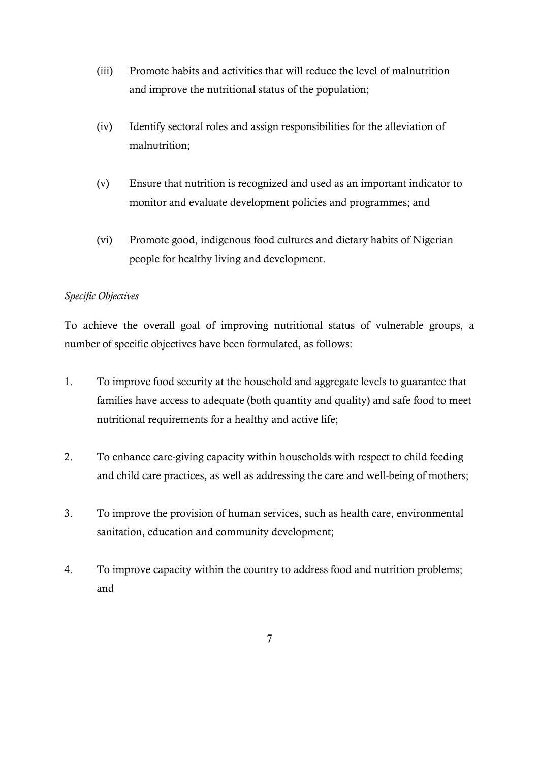(iii) Promote habits and activities that will reduce the level of malnutrition and improve the nutritional status of the population;

(iv) Identify sectoral roles and assign responsibilities for the alleviation of malnutrition;

(v) Ensure that nutrition is recognized and used as an important indicator to monitor and evaluate development policies and programmes; and

(vi) Promote good, indigenous food cultures and dietary habits of Nigerian people for healthy living and development.

*Specific Objectives*

To achieve the overall goal of improving nutritional status of vulnerable groups, a number of specific objectives have been formulated, as follows:

1. To improve food security at the household and aggregate levels to guarantee that families have access to adequate (both quantity and quality) and safe food to meet nutritional requirements for a healthy and active life;

2. To enhance care-giving capacity within households with respect to child feeding and child care practices, as well as addressing the care and well-being of mothers;

3. To improve the provision of human services, such as health care, environmental sanitation, education and community development;

4. To improve capacity within the country to address food and nutrition problems; and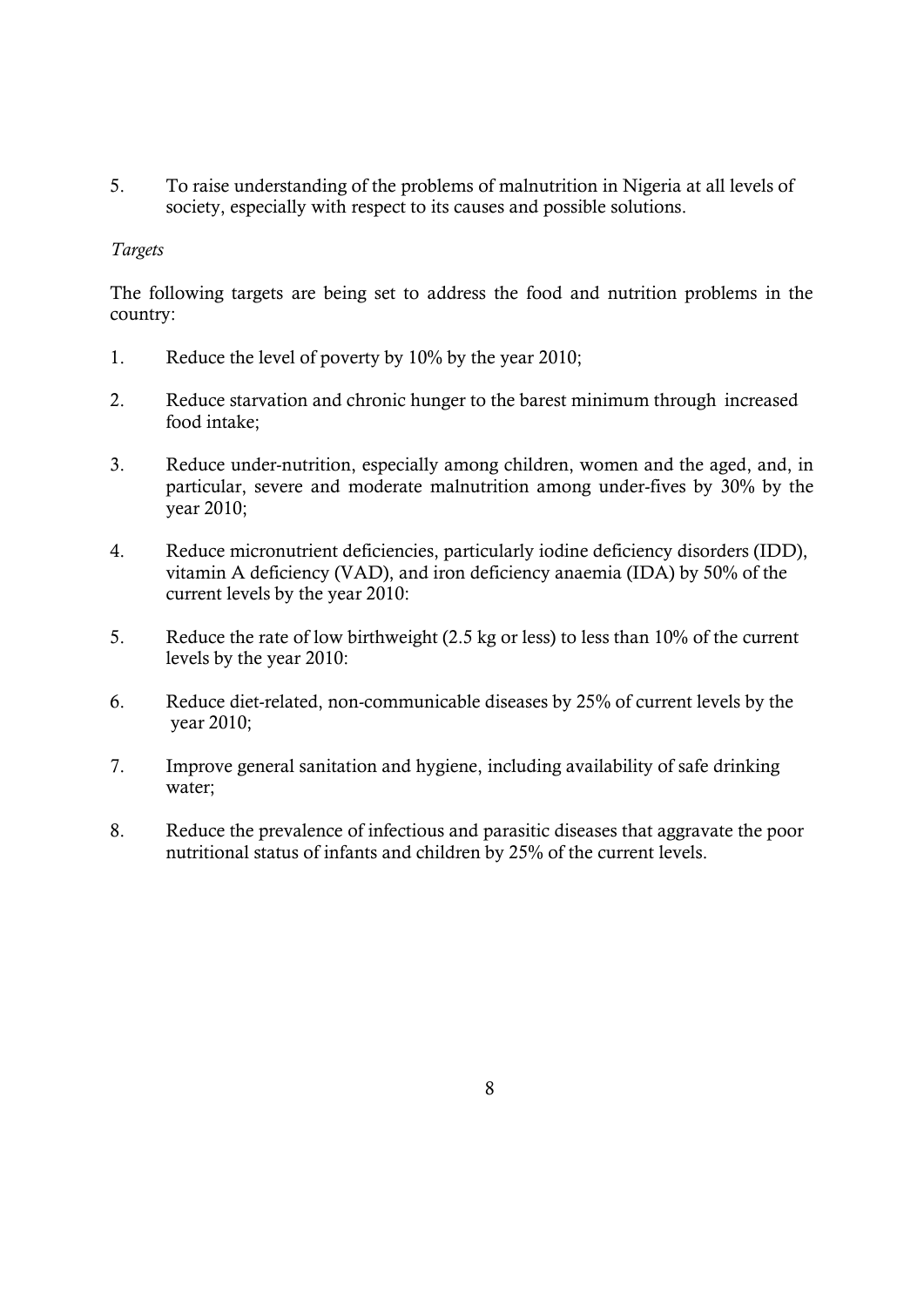5. To raise understanding of the problems of malnutrition in Nigeria at all levels of society, especially with respect to its causes and possible solutions.

*Targets*

The following targets are being set to address the food and nutrition problems in the country:

1. Reduce the level of poverty by 10% by the year 2010;

2. Reduce starvation and chronic hunger to the barest minimum through increased food intake;

3. Reduce under-nutrition, especially among children, women and the aged, and, in particular, severe and moderate malnutrition among under-fives by 30% by the year 2010;

4. Reduce micronutrient deficiencies, particularly iodine deficiency disorders (IDD), vitamin A deficiency (VAD), and iron deficiency anaemia (IDA) by 50% of the current levels by the year 2010:

5. Reduce the rate of low birthweight (2.5 kg or less) to less than 10% of the current levels by the year 2010:

6. Reduce diet-related, non-communicable diseases by 25% of current levels by the year 2010;

7. Improve general sanitation and hygiene, including availability of safe drinking water;

8. Reduce the prevalence of infectious and parasitic diseases that aggravate the poor nutritional status of infants and children by 25% of the current levels.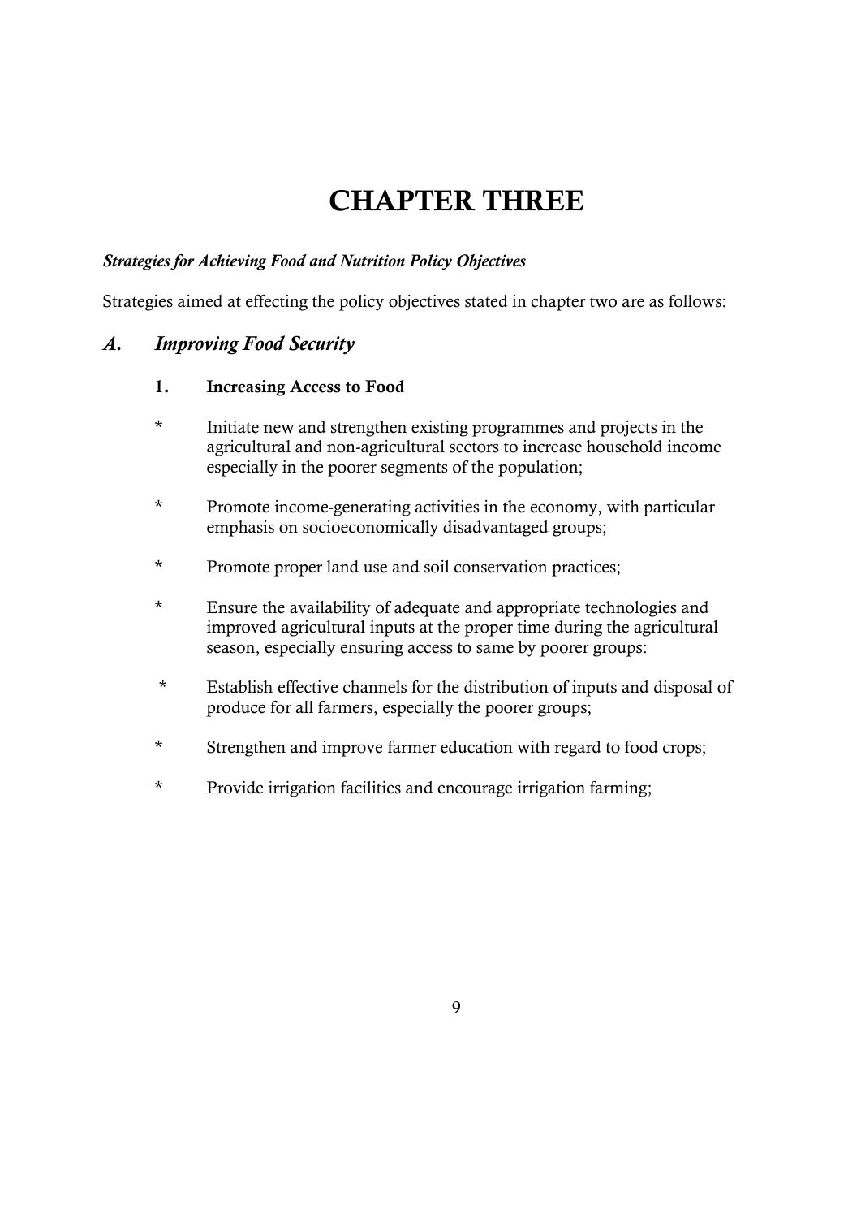# CHAPTER THREE

***Strategies for Achieving Food and Nutrition Policy Objectives***

Strategies aimed at effecting the policy objectives stated in chapter two are as follows:

## *A. Improving Food Security*

### 1. Increasing Access to Food

* Initiate new and strengthen existing programmes and projects in the agricultural and non-agricultural sectors to increase household income especially in the poorer segments of the population;

* Promote income-generating activities in the economy, with particular emphasis on socioeconomically disadvantaged groups;

* Promote proper land use and soil conservation practices;

* Ensure the availability of adequate and appropriate technologies and improved agricultural inputs at the proper time during the agricultural season, especially ensuring access to same by poorer groups:

* Establish effective channels for the distribution of inputs and disposal of produce for all farmers, especially the poorer groups;

* Strengthen and improve farmer education with regard to food crops;

* Provide irrigation facilities and encourage irrigation farming;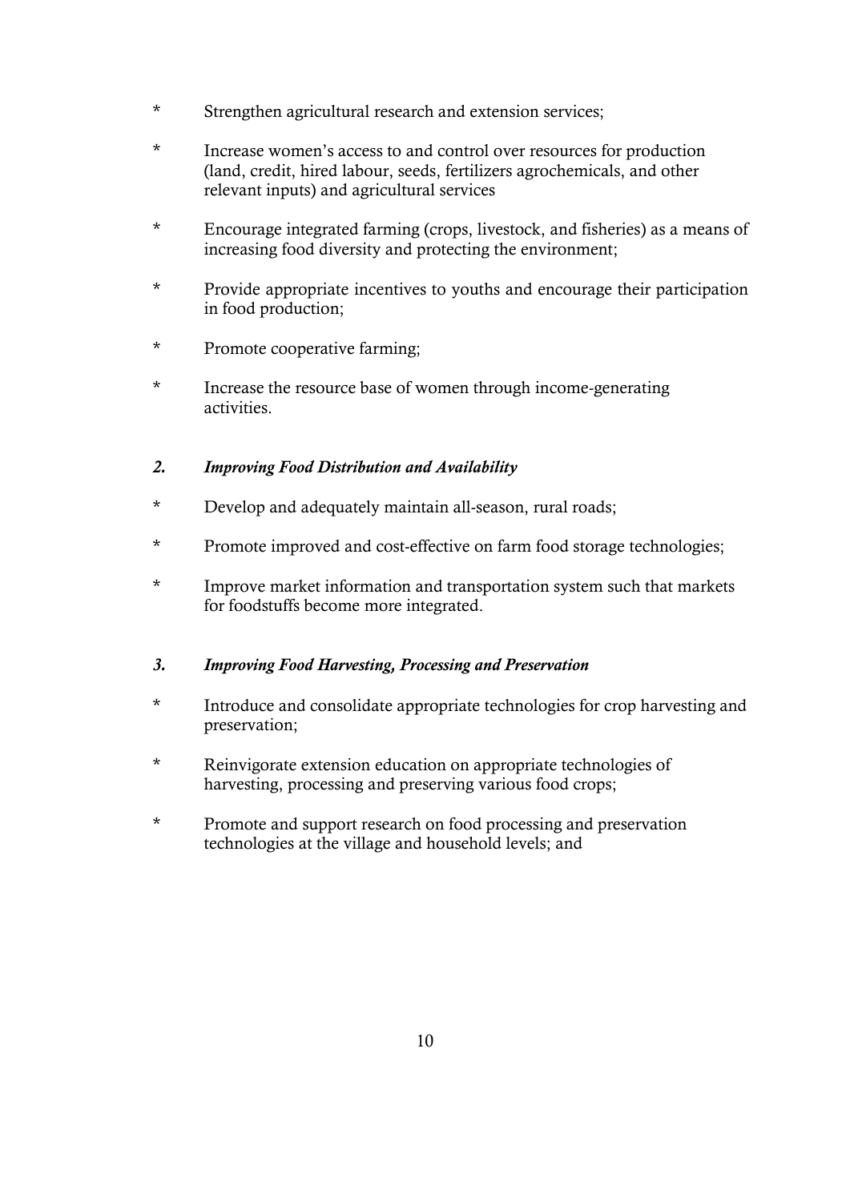* Strengthen agricultural research and extension services;

* Increase women's access to and control over resources for production (land, credit, hired labour, seeds, fertilizers agrochemicals, and other relevant inputs) and agricultural services

* Encourage integrated farming (crops, livestock, and fisheries) as a means of increasing food diversity and protecting the environment;

* Provide appropriate incentives to youths and encourage their participation in food production;

* Promote cooperative farming;

* Increase the resource base of women through income-generating activities.

### *2. Improving Food Distribution and Availability*

* Develop and adequately maintain all-season, rural roads;

* Promote improved and cost-effective on farm food storage technologies;

* Improve market information and transportation system such that markets for foodstuffs become more integrated.

### *3. Improving Food Harvesting, Processing and Preservation*

* Introduce and consolidate appropriate technologies for crop harvesting and preservation;

* Reinvigorate extension education on appropriate technologies of harvesting, processing and preserving various food crops;

* Promote and support research on food processing and preservation technologies at the village and household levels; and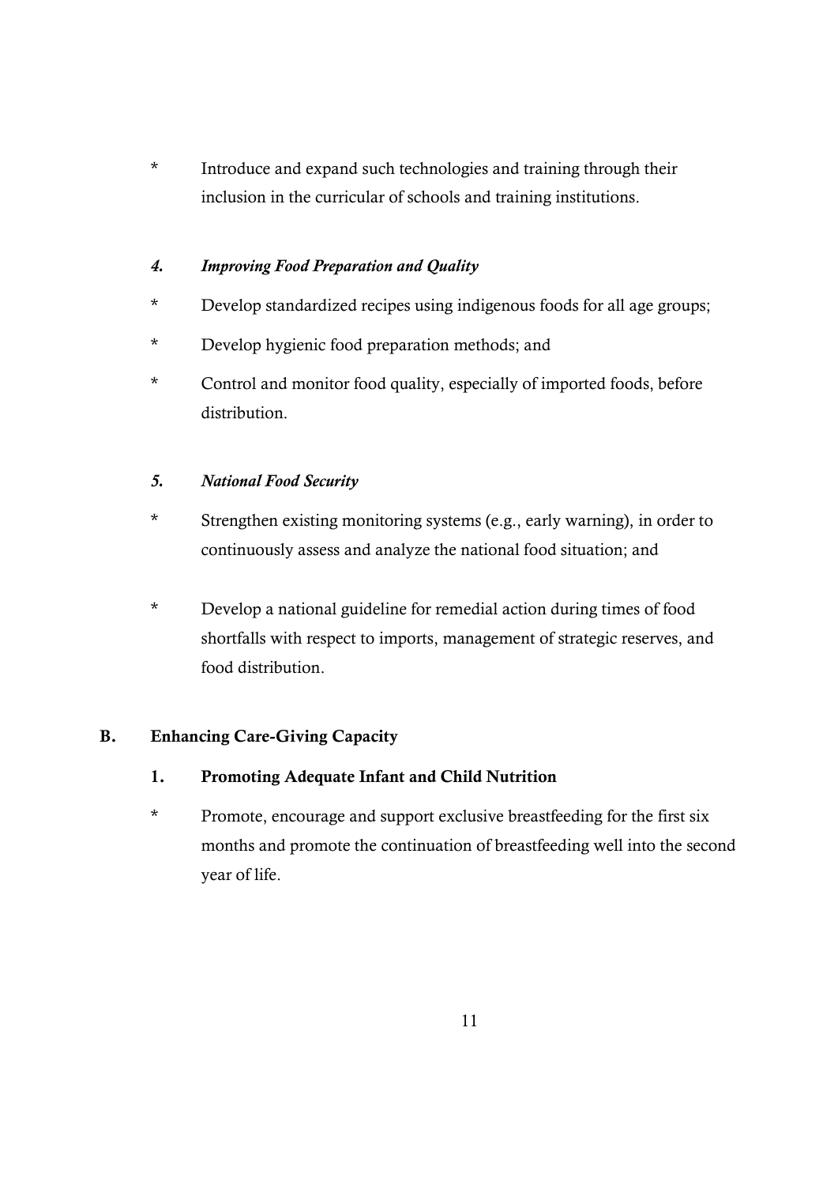* Introduce and expand such technologies and training through their inclusion in the curricular of schools and training institutions.

*4. Improving Food Preparation and Quality*

* Develop standardized recipes using indigenous foods for all age groups;
* Develop hygienic food preparation methods; and
* Control and monitor food quality, especially of imported foods, before distribution.

*5. National Food Security*

* Strengthen existing monitoring systems (e.g., early warning), in order to continuously assess and analyze the national food situation; and
* Develop a national guideline for remedial action during times of food shortfalls with respect to imports, management of strategic reserves, and food distribution.

## B. Enhancing Care-Giving Capacity

### 1. Promoting Adequate Infant and Child Nutrition

* Promote, encourage and support exclusive breastfeeding for the first six months and promote the continuation of breastfeeding well into the second year of life.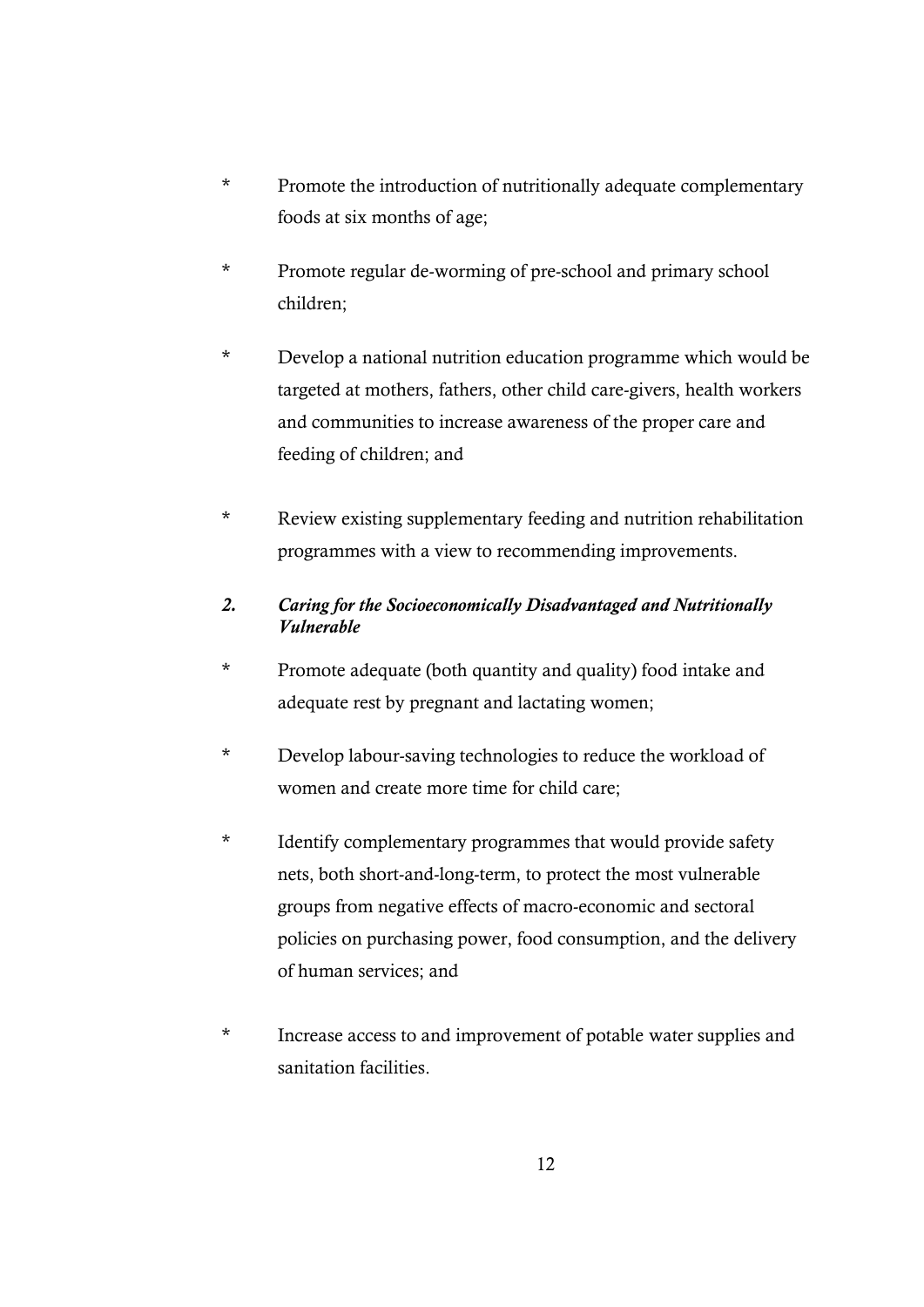* Promote the introduction of nutritionally adequate complementary foods at six months of age;

* Promote regular de-worming of pre-school and primary school children;

* Develop a national nutrition education programme which would be targeted at mothers, fathers, other child care-givers, health workers and communities to increase awareness of the proper care and feeding of children; and

* Review existing supplementary feeding and nutrition rehabilitation programmes with a view to recommending improvements.

### *2. Caring for the Socioeconomically Disadvantaged and Nutritionally Vulnerable*

* Promote adequate (both quantity and quality) food intake and adequate rest by pregnant and lactating women;

* Develop labour-saving technologies to reduce the workload of women and create more time for child care;

* Identify complementary programmes that would provide safety nets, both short-and-long-term, to protect the most vulnerable groups from negative effects of macro-economic and sectoral policies on purchasing power, food consumption, and the delivery of human services; and

* Increase access to and improvement of potable water supplies and sanitation facilities.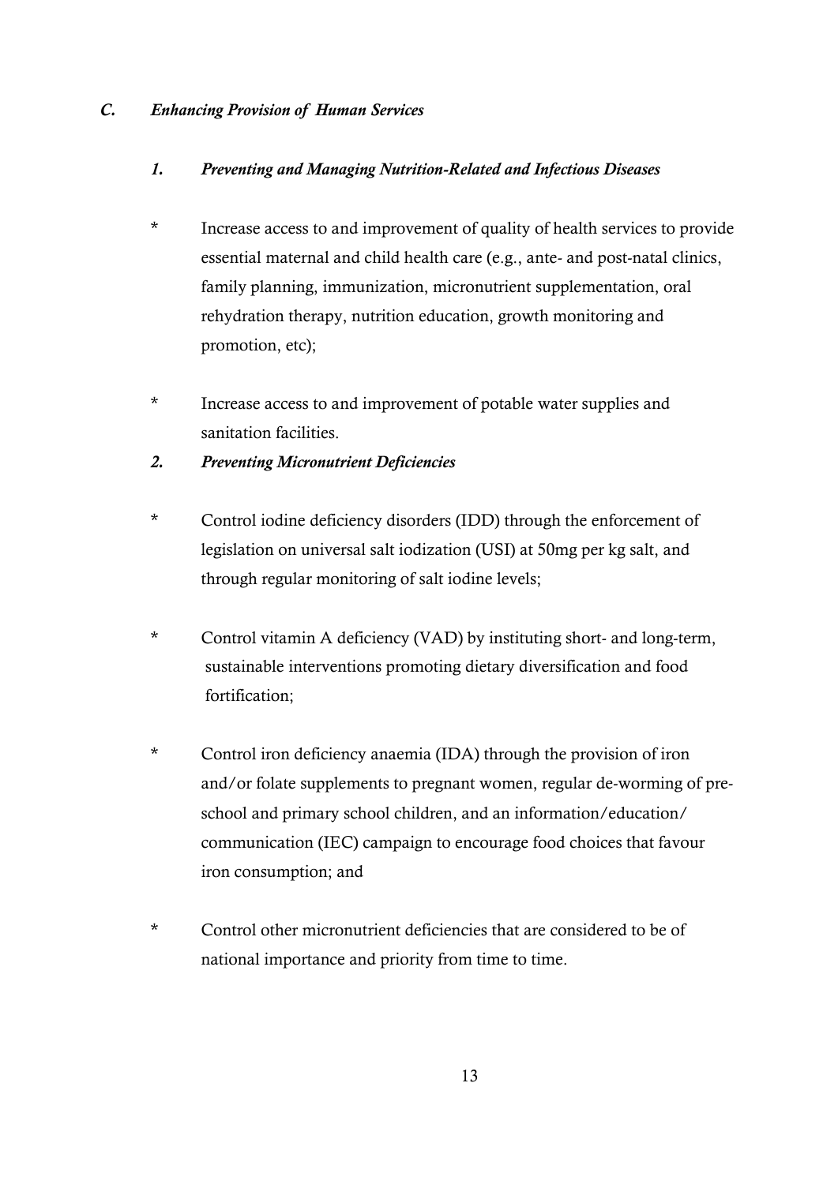## *C. Enhancing Provision of Human Services*

### *1. Preventing and Managing Nutrition-Related and Infectious Diseases*

* Increase access to and improvement of quality of health services to provide essential maternal and child health care (e.g., ante- and post-natal clinics, family planning, immunization, micronutrient supplementation, oral rehydration therapy, nutrition education, growth monitoring and promotion, etc);

* Increase access to and improvement of potable water supplies and sanitation facilities.

### *2. Preventing Micronutrient Deficiencies*

* Control iodine deficiency disorders (IDD) through the enforcement of legislation on universal salt iodization (USI) at 50mg per kg salt, and through regular monitoring of salt iodine levels;

* Control vitamin A deficiency (VAD) by instituting short- and long-term, sustainable interventions promoting dietary diversification and food fortification;

* Control iron deficiency anaemia (IDA) through the provision of iron and/or folate supplements to pregnant women, regular de-worming of pre-school and primary school children, and an information/education/ communication (IEC) campaign to encourage food choices that favour iron consumption; and

* Control other micronutrient deficiencies that are considered to be of national importance and priority from time to time.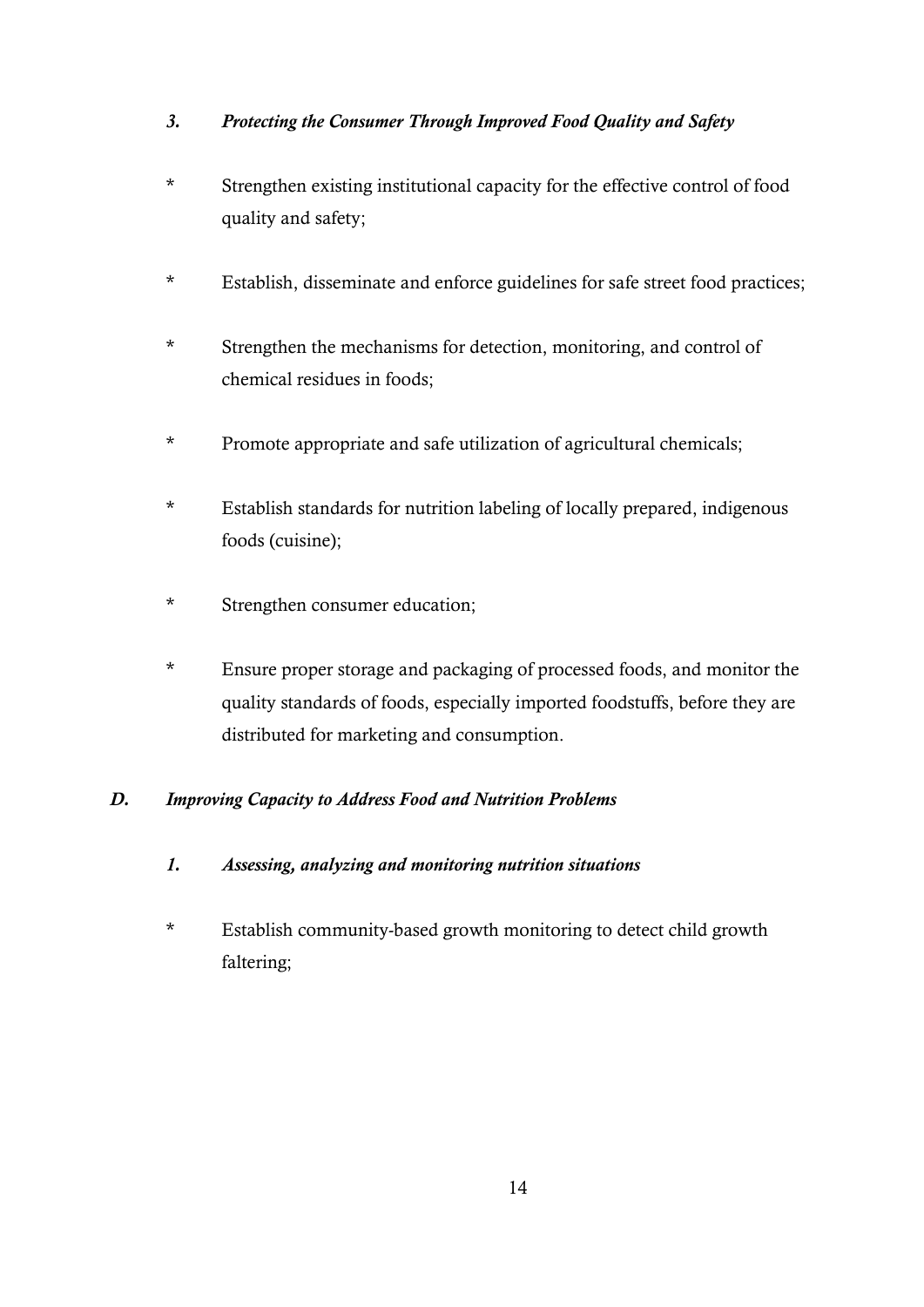### *3. Protecting the Consumer Through Improved Food Quality and Safety*

* Strengthen existing institutional capacity for the effective control of food quality and safety;
* Establish, disseminate and enforce guidelines for safe street food practices;
* Strengthen the mechanisms for detection, monitoring, and control of chemical residues in foods;
* Promote appropriate and safe utilization of agricultural chemicals;
* Establish standards for nutrition labeling of locally prepared, indigenous foods (cuisine);
* Strengthen consumer education;
* Ensure proper storage and packaging of processed foods, and monitor the quality standards of foods, especially imported foodstuffs, before they are distributed for marketing and consumption.

## *D. Improving Capacity to Address Food and Nutrition Problems*

### *1. Assessing, analyzing and monitoring nutrition situations*

* Establish community-based growth monitoring to detect child growth faltering;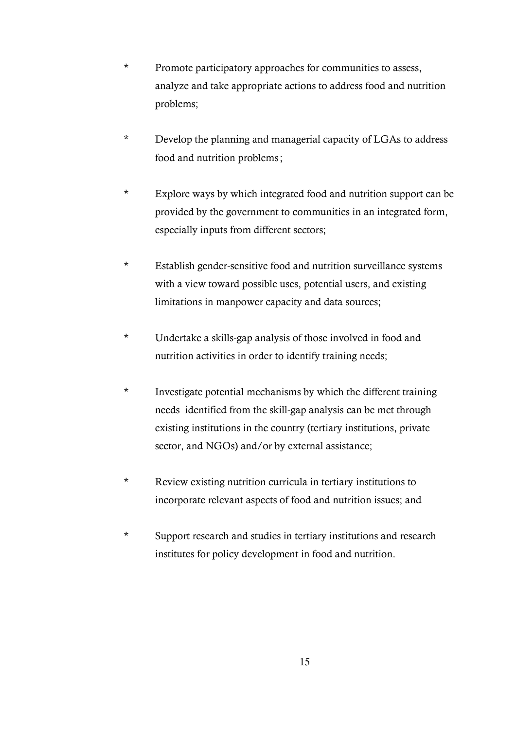* Promote participatory approaches for communities to assess, analyze and take appropriate actions to address food and nutrition problems;

* Develop the planning and managerial capacity of LGAs to address food and nutrition problems;

* Explore ways by which integrated food and nutrition support can be provided by the government to communities in an integrated form, especially inputs from different sectors;

* Establish gender-sensitive food and nutrition surveillance systems with a view toward possible uses, potential users, and existing limitations in manpower capacity and data sources;

* Undertake a skills-gap analysis of those involved in food and nutrition activities in order to identify training needs;

* Investigate potential mechanisms by which the different training needs identified from the skill-gap analysis can be met through existing institutions in the country (tertiary institutions, private sector, and NGOs) and/or by external assistance;

* Review existing nutrition curricula in tertiary institutions to incorporate relevant aspects of food and nutrition issues; and

* Support research and studies in tertiary institutions and research institutes for policy development in food and nutrition.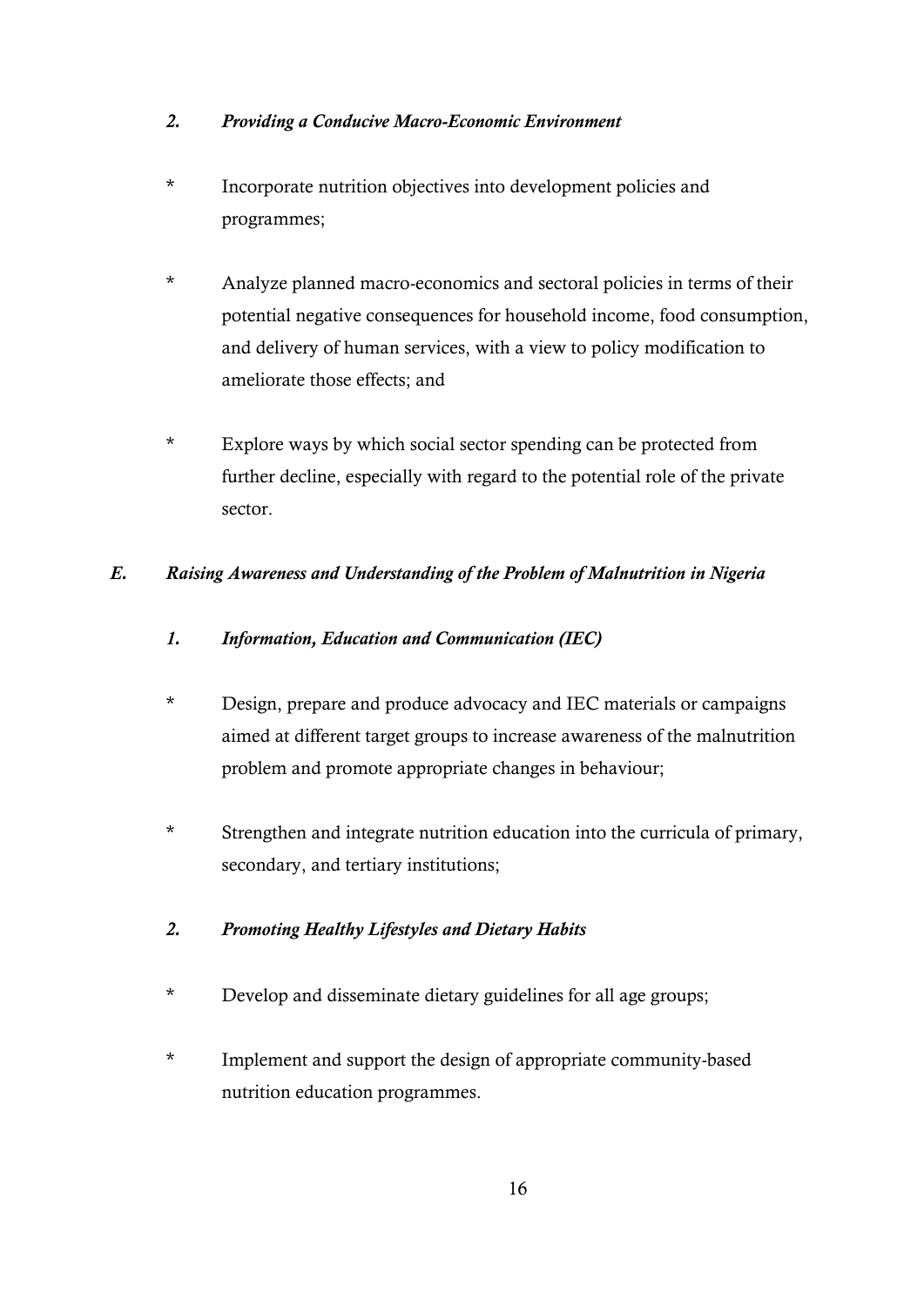### *2. Providing a Conducive Macro-Economic Environment*

* Incorporate nutrition objectives into development policies and programmes;

* Analyze planned macro-economics and sectoral policies in terms of their potential negative consequences for household income, food consumption, and delivery of human services, with a view to policy modification to ameliorate those effects; and

* Explore ways by which social sector spending can be protected from further decline, especially with regard to the potential role of the private sector.

## *E. Raising Awareness and Understanding of the Problem of Malnutrition in Nigeria*

### *1. Information, Education and Communication (IEC)*

* Design, prepare and produce advocacy and IEC materials or campaigns aimed at different target groups to increase awareness of the malnutrition problem and promote appropriate changes in behaviour;

* Strengthen and integrate nutrition education into the curricula of primary, secondary, and tertiary institutions;

### *2. Promoting Healthy Lifestyles and Dietary Habits*

* Develop and disseminate dietary guidelines for all age groups;

* Implement and support the design of appropriate community-based nutrition education programmes.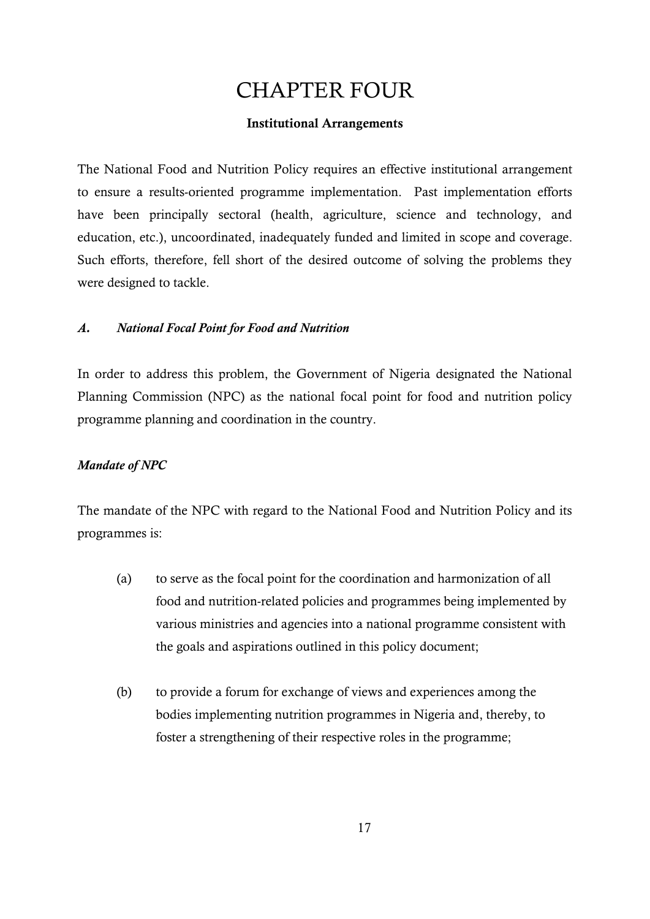# CHAPTER FOUR

## Institutional Arrangements

The National Food and Nutrition Policy requires an effective institutional arrangement to ensure a results-oriented programme implementation. Past implementation efforts have been principally sectoral (health, agriculture, science and technology, and education, etc.), uncoordinated, inadequately funded and limited in scope and coverage. Such efforts, therefore, fell short of the desired outcome of solving the problems they were designed to tackle.

### *A. National Focal Point for Food and Nutrition*

In order to address this problem, the Government of Nigeria designated the National Planning Commission (NPC) as the national focal point for food and nutrition policy programme planning and coordination in the country.

#### *Mandate of NPC*

The mandate of the NPC with regard to the National Food and Nutrition Policy and its programmes is:

(a) to serve as the focal point for the coordination and harmonization of all food and nutrition-related policies and programmes being implemented by various ministries and agencies into a national programme consistent with the goals and aspirations outlined in this policy document;

(b) to provide a forum for exchange of views and experiences among the bodies implementing nutrition programmes in Nigeria and, thereby, to foster a strengthening of their respective roles in the programme;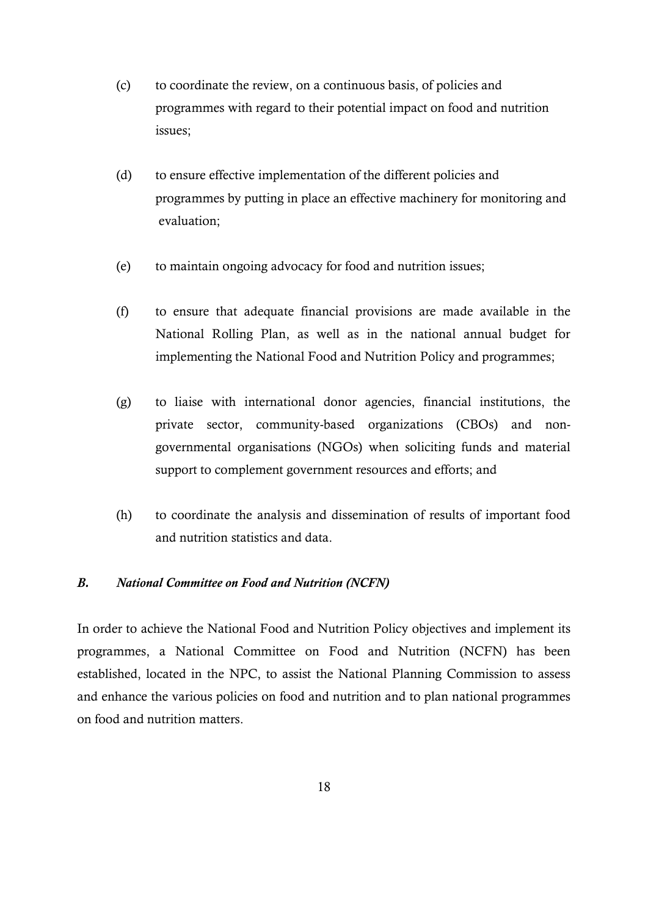(c) to coordinate the review, on a continuous basis, of policies and programmes with regard to their potential impact on food and nutrition issues;

(d) to ensure effective implementation of the different policies and programmes by putting in place an effective machinery for monitoring and evaluation;

(e) to maintain ongoing advocacy for food and nutrition issues;

(f) to ensure that adequate financial provisions are made available in the National Rolling Plan, as well as in the national annual budget for implementing the National Food and Nutrition Policy and programmes;

(g) to liaise with international donor agencies, financial institutions, the private sector, community-based organizations (CBOs) and non-governmental organisations (NGOs) when soliciting funds and material support to complement government resources and efforts; and

(h) to coordinate the analysis and dissemination of results of important food and nutrition statistics and data.

### *B. National Committee on Food and Nutrition (NCFN)*

In order to achieve the National Food and Nutrition Policy objectives and implement its programmes, a National Committee on Food and Nutrition (NCFN) has been established, located in the NPC, to assist the National Planning Commission to assess and enhance the various policies on food and nutrition and to plan national programmes on food and nutrition matters.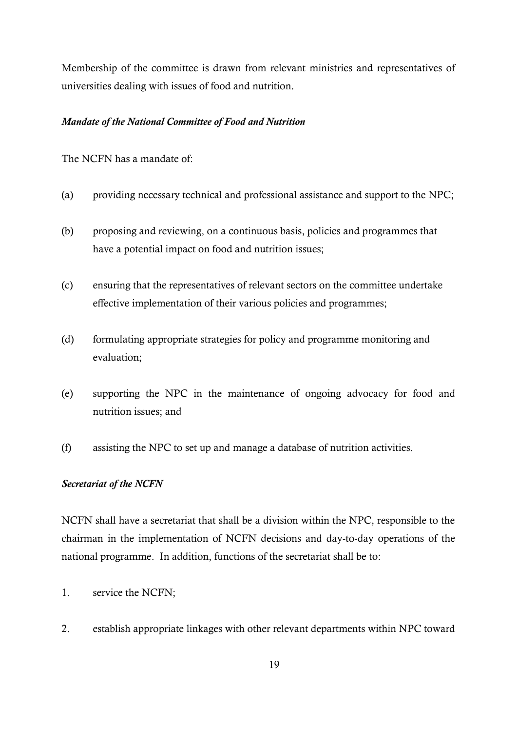Membership of the committee is drawn from relevant ministries and representatives of universities dealing with issues of food and nutrition.

***Mandate of the National Committee of Food and Nutrition***

The NCFN has a mandate of:

(a) providing necessary technical and professional assistance and support to the NPC;

(b) proposing and reviewing, on a continuous basis, policies and programmes that have a potential impact on food and nutrition issues;

(c) ensuring that the representatives of relevant sectors on the committee undertake effective implementation of their various policies and programmes;

(d) formulating appropriate strategies for policy and programme monitoring and evaluation;

(e) supporting the NPC in the maintenance of ongoing advocacy for food and nutrition issues; and

(f) assisting the NPC to set up and manage a database of nutrition activities.

***Secretariat of the NCFN***

NCFN shall have a secretariat that shall be a division within the NPC, responsible to the chairman in the implementation of NCFN decisions and day-to-day operations of the national programme. In addition, functions of the secretariat shall be to:

1. service the NCFN;

2. establish appropriate linkages with other relevant departments within NPC toward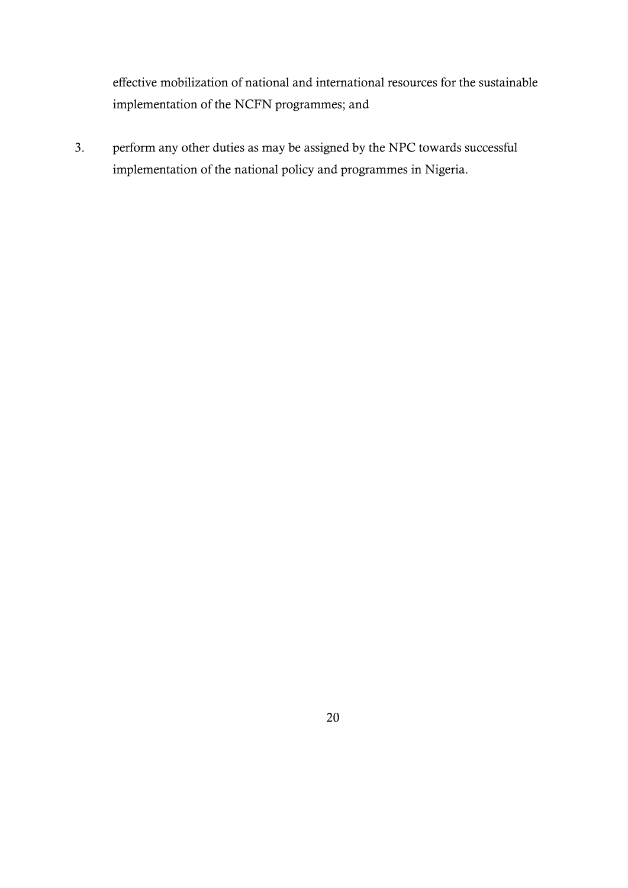effective mobilization of national and international resources for the sustainable implementation of the NCFN programmes; and

3. perform any other duties as may be assigned by the NPC towards successful implementation of the national policy and programmes in Nigeria.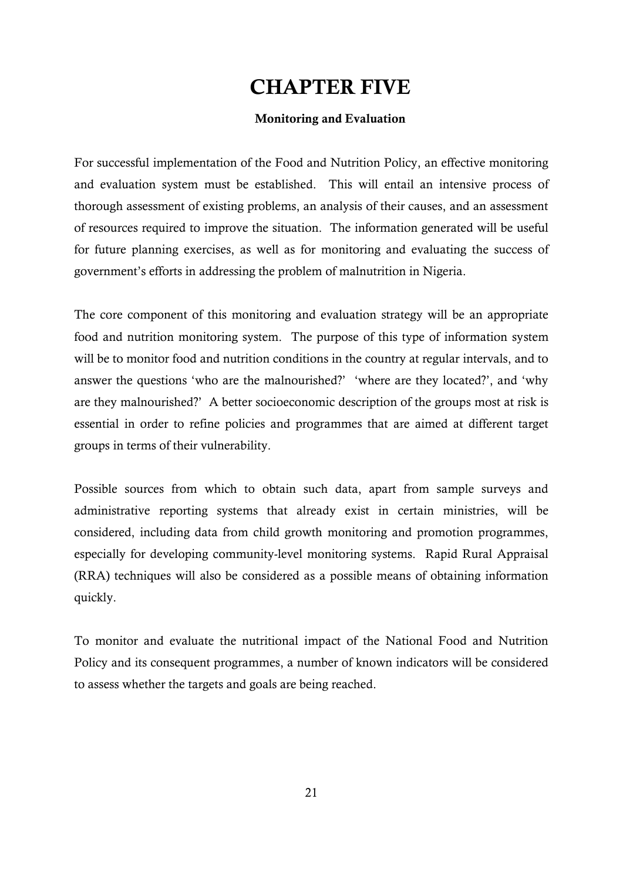# CHAPTER FIVE

### Monitoring and Evaluation

For successful implementation of the Food and Nutrition Policy, an effective monitoring and evaluation system must be established. This will entail an intensive process of thorough assessment of existing problems, an analysis of their causes, and an assessment of resources required to improve the situation. The information generated will be useful for future planning exercises, as well as for monitoring and evaluating the success of government's efforts in addressing the problem of malnutrition in Nigeria.

The core component of this monitoring and evaluation strategy will be an appropriate food and nutrition monitoring system. The purpose of this type of information system will be to monitor food and nutrition conditions in the country at regular intervals, and to answer the questions 'who are the malnourished?' 'where are they located?', and 'why are they malnourished?' A better socioeconomic description of the groups most at risk is essential in order to refine policies and programmes that are aimed at different target groups in terms of their vulnerability.

Possible sources from which to obtain such data, apart from sample surveys and administrative reporting systems that already exist in certain ministries, will be considered, including data from child growth monitoring and promotion programmes, especially for developing community-level monitoring systems. Rapid Rural Appraisal (RRA) techniques will also be considered as a possible means of obtaining information quickly.

To monitor and evaluate the nutritional impact of the National Food and Nutrition Policy and its consequent programmes, a number of known indicators will be considered to assess whether the targets and goals are being reached.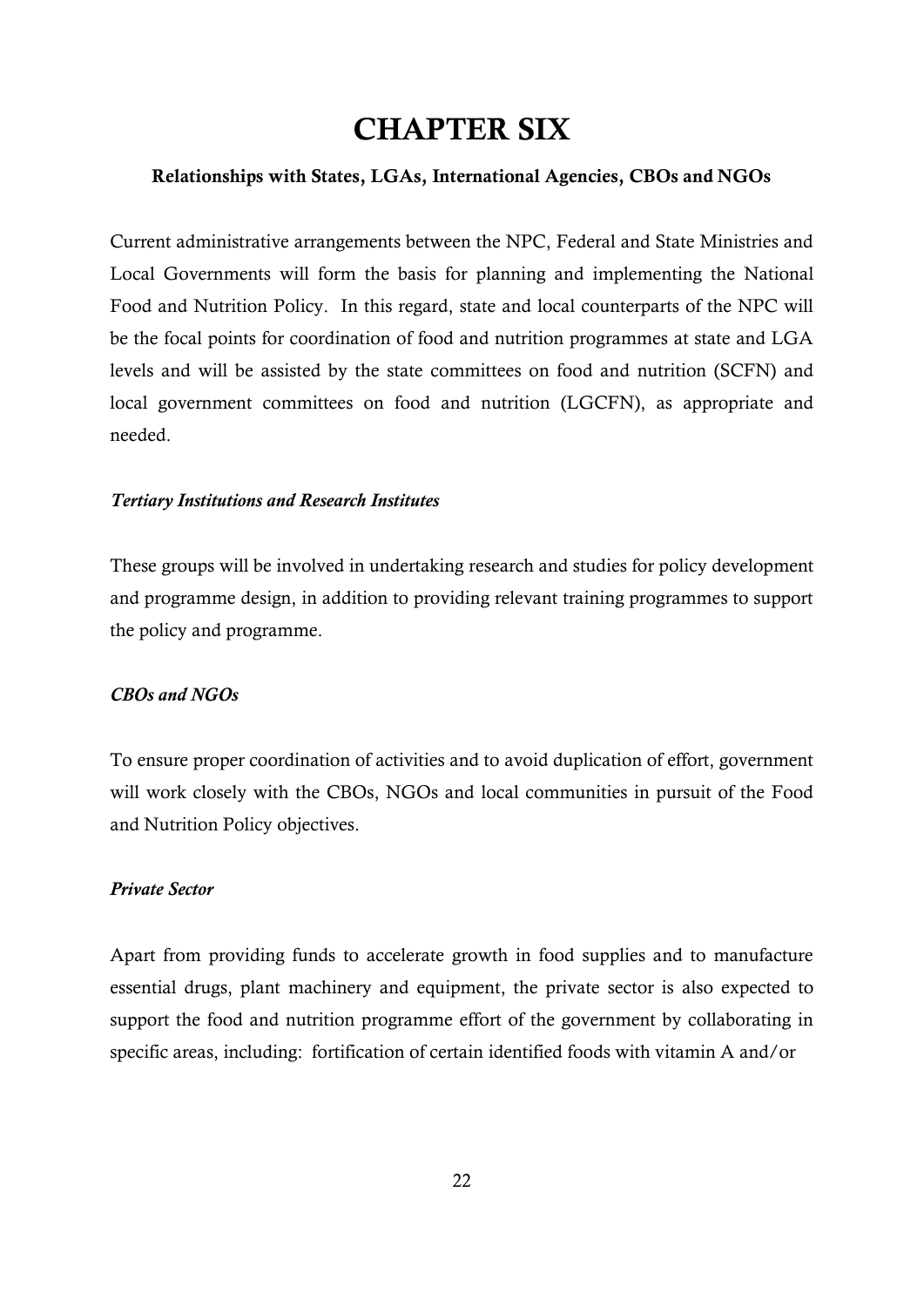# CHAPTER SIX

## Relationships with States, LGAs, International Agencies, CBOs and NGOs

Current administrative arrangements between the NPC, Federal and State Ministries and Local Governments will form the basis for planning and implementing the National Food and Nutrition Policy. In this regard, state and local counterparts of the NPC will be the focal points for coordination of food and nutrition programmes at state and LGA levels and will be assisted by the state committees on food and nutrition (SCFN) and local government committees on food and nutrition (LGCFN), as appropriate and needed.

### *Tertiary Institutions and Research Institutes*

These groups will be involved in undertaking research and studies for policy development and programme design, in addition to providing relevant training programmes to support the policy and programme.

### *CBOs and NGOs*

To ensure proper coordination of activities and to avoid duplication of effort, government will work closely with the CBOs, NGOs and local communities in pursuit of the Food and Nutrition Policy objectives.

### *Private Sector*

Apart from providing funds to accelerate growth in food supplies and to manufacture essential drugs, plant machinery and equipment, the private sector is also expected to support the food and nutrition programme effort of the government by collaborating in specific areas, including: fortification of certain identified foods with vitamin A and/or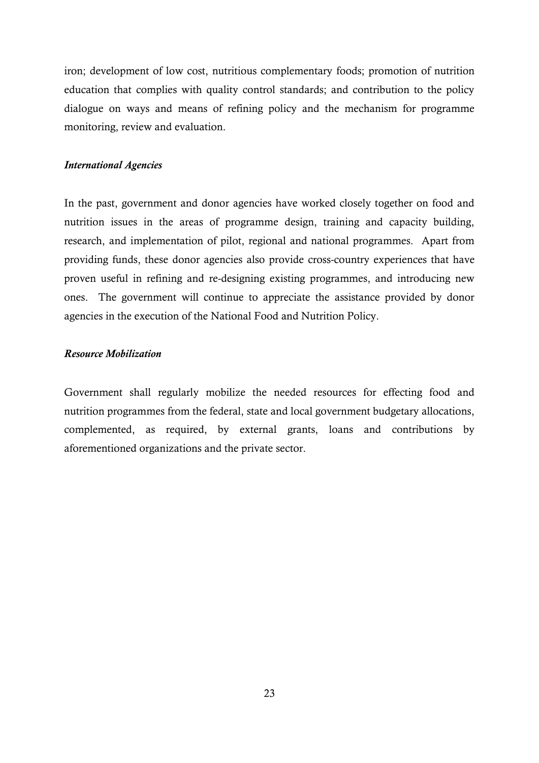iron; development of low cost, nutritious complementary foods; promotion of nutrition education that complies with quality control standards; and contribution to the policy dialogue on ways and means of refining policy and the mechanism for programme monitoring, review and evaluation.

***International Agencies***

In the past, government and donor agencies have worked closely together on food and nutrition issues in the areas of programme design, training and capacity building, research, and implementation of pilot, regional and national programmes. Apart from providing funds, these donor agencies also provide cross-country experiences that have proven useful in refining and re-designing existing programmes, and introducing new ones. The government will continue to appreciate the assistance provided by donor agencies in the execution of the National Food and Nutrition Policy.

***Resource Mobilization***

Government shall regularly mobilize the needed resources for effecting food and nutrition programmes from the federal, state and local government budgetary allocations, complemented, as required, by external grants, loans and contributions by aforementioned organizations and the private sector.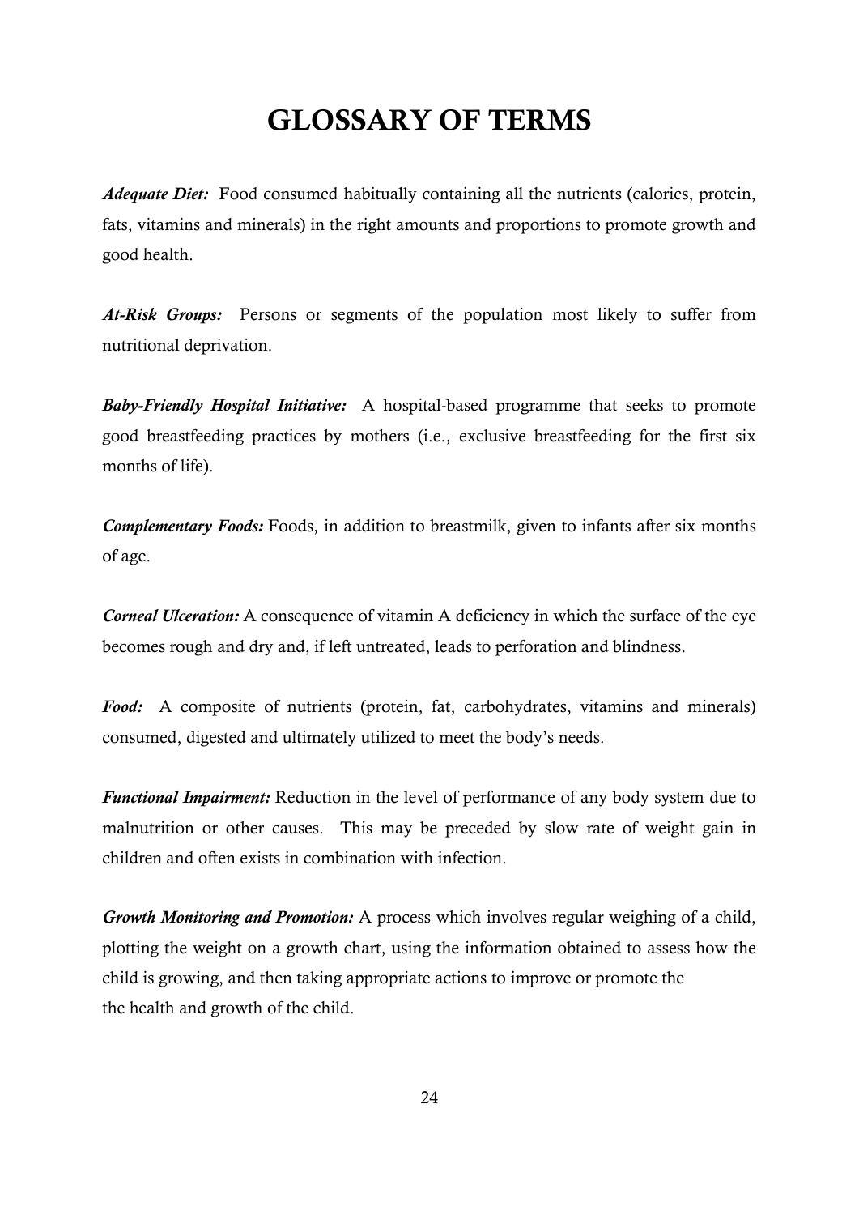# GLOSSARY OF TERMS

***Adequate Diet:*** Food consumed habitually containing all the nutrients (calories, protein, fats, vitamins and minerals) in the right amounts and proportions to promote growth and good health.

***At-Risk Groups:*** Persons or segments of the population most likely to suffer from nutritional deprivation.

***Baby-Friendly Hospital Initiative:*** A hospital-based programme that seeks to promote good breastfeeding practices by mothers (i.e., exclusive breastfeeding for the first six months of life).

***Complementary Foods:*** Foods, in addition to breastmilk, given to infants after six months of age.

***Corneal Ulceration:*** A consequence of vitamin A deficiency in which the surface of the eye becomes rough and dry and, if left untreated, leads to perforation and blindness.

***Food:*** A composite of nutrients (protein, fat, carbohydrates, vitamins and minerals) consumed, digested and ultimately utilized to meet the body's needs.

***Functional Impairment:*** Reduction in the level of performance of any body system due to malnutrition or other causes. This may be preceded by slow rate of weight gain in children and often exists in combination with infection.

***Growth Monitoring and Promotion:*** A process which involves regular weighing of a child, plotting the weight on a growth chart, using the information obtained to assess how the child is growing, and then taking appropriate actions to improve or promote the the health and growth of the child.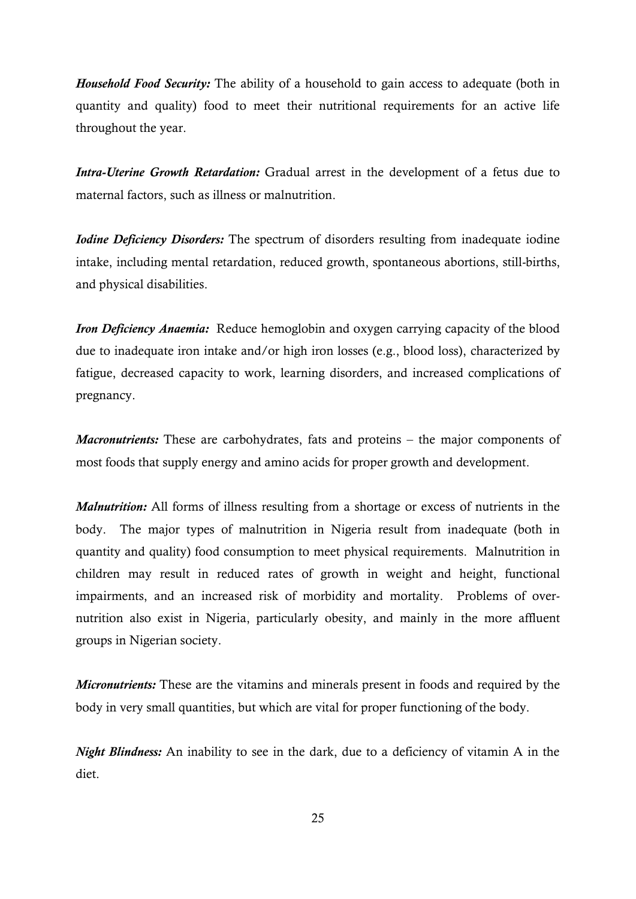***Household Food Security:*** The ability of a household to gain access to adequate (both in quantity and quality) food to meet their nutritional requirements for an active life throughout the year.

***Intra-Uterine Growth Retardation:*** Gradual arrest in the development of a fetus due to maternal factors, such as illness or malnutrition.

***Iodine Deficiency Disorders:*** The spectrum of disorders resulting from inadequate iodine intake, including mental retardation, reduced growth, spontaneous abortions, still-births, and physical disabilities.

***Iron Deficiency Anaemia:*** Reduce hemoglobin and oxygen carrying capacity of the blood due to inadequate iron intake and/or high iron losses (e.g., blood loss), characterized by fatigue, decreased capacity to work, learning disorders, and increased complications of pregnancy.

***Macronutrients:*** These are carbohydrates, fats and proteins – the major components of most foods that supply energy and amino acids for proper growth and development.

***Malnutrition:*** All forms of illness resulting from a shortage or excess of nutrients in the body. The major types of malnutrition in Nigeria result from inadequate (both in quantity and quality) food consumption to meet physical requirements. Malnutrition in children may result in reduced rates of growth in weight and height, functional impairments, and an increased risk of morbidity and mortality. Problems of over-nutrition also exist in Nigeria, particularly obesity, and mainly in the more affluent groups in Nigerian society.

***Micronutrients:*** These are the vitamins and minerals present in foods and required by the body in very small quantities, but which are vital for proper functioning of the body.

***Night Blindness:*** An inability to see in the dark, due to a deficiency of vitamin A in the diet.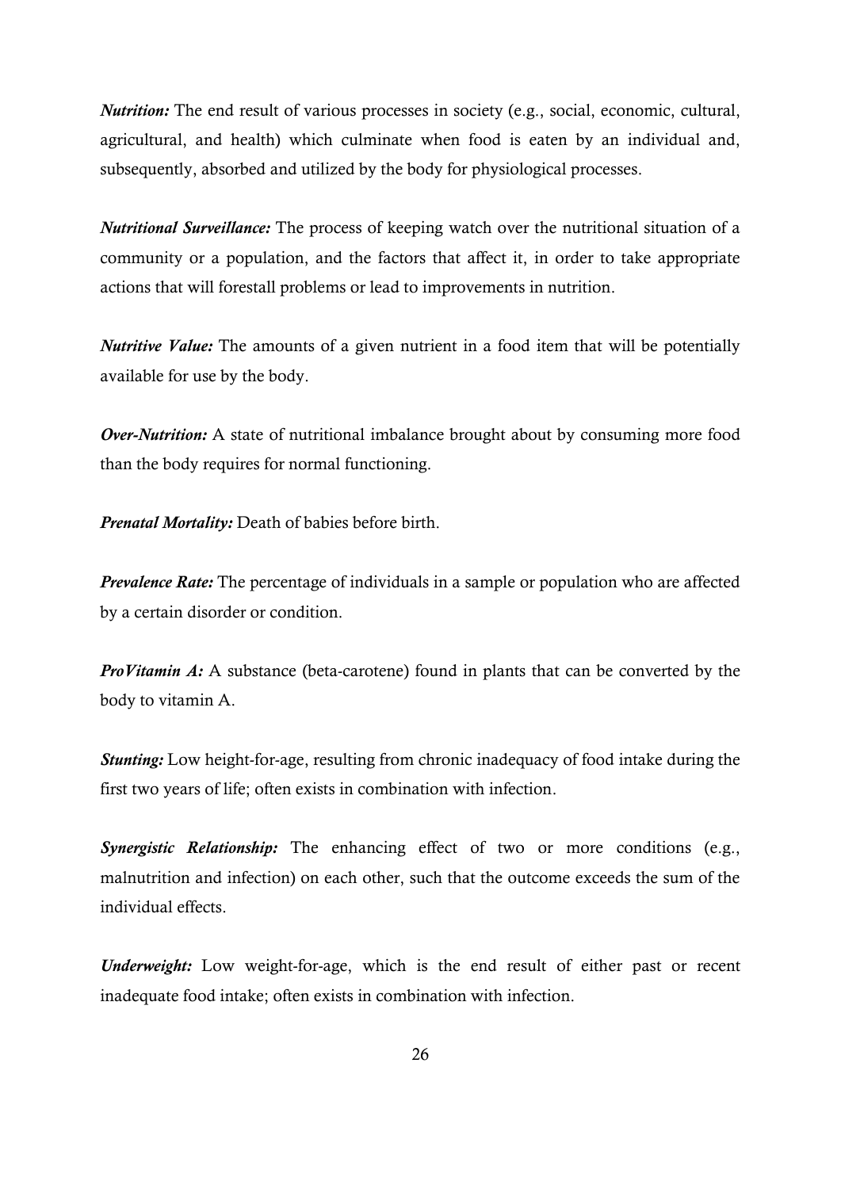***Nutrition:*** The end result of various processes in society (e.g., social, economic, cultural, agricultural, and health) which culminate when food is eaten by an individual and, subsequently, absorbed and utilized by the body for physiological processes.

***Nutritional Surveillance:*** The process of keeping watch over the nutritional situation of a community or a population, and the factors that affect it, in order to take appropriate actions that will forestall problems or lead to improvements in nutrition.

***Nutritive Value:*** The amounts of a given nutrient in a food item that will be potentially available for use by the body.

***Over-Nutrition:*** A state of nutritional imbalance brought about by consuming more food than the body requires for normal functioning.

***Prenatal Mortality:*** Death of babies before birth.

***Prevalence Rate:*** The percentage of individuals in a sample or population who are affected by a certain disorder or condition.

***ProVitamin A:*** A substance (beta-carotene) found in plants that can be converted by the body to vitamin A.

***Stunting:*** Low height-for-age, resulting from chronic inadequacy of food intake during the first two years of life; often exists in combination with infection.

***Synergistic Relationship:*** The enhancing effect of two or more conditions (e.g., malnutrition and infection) on each other, such that the outcome exceeds the sum of the individual effects.

***Underweight:*** Low weight-for-age, which is the end result of either past or recent inadequate food intake; often exists in combination with infection.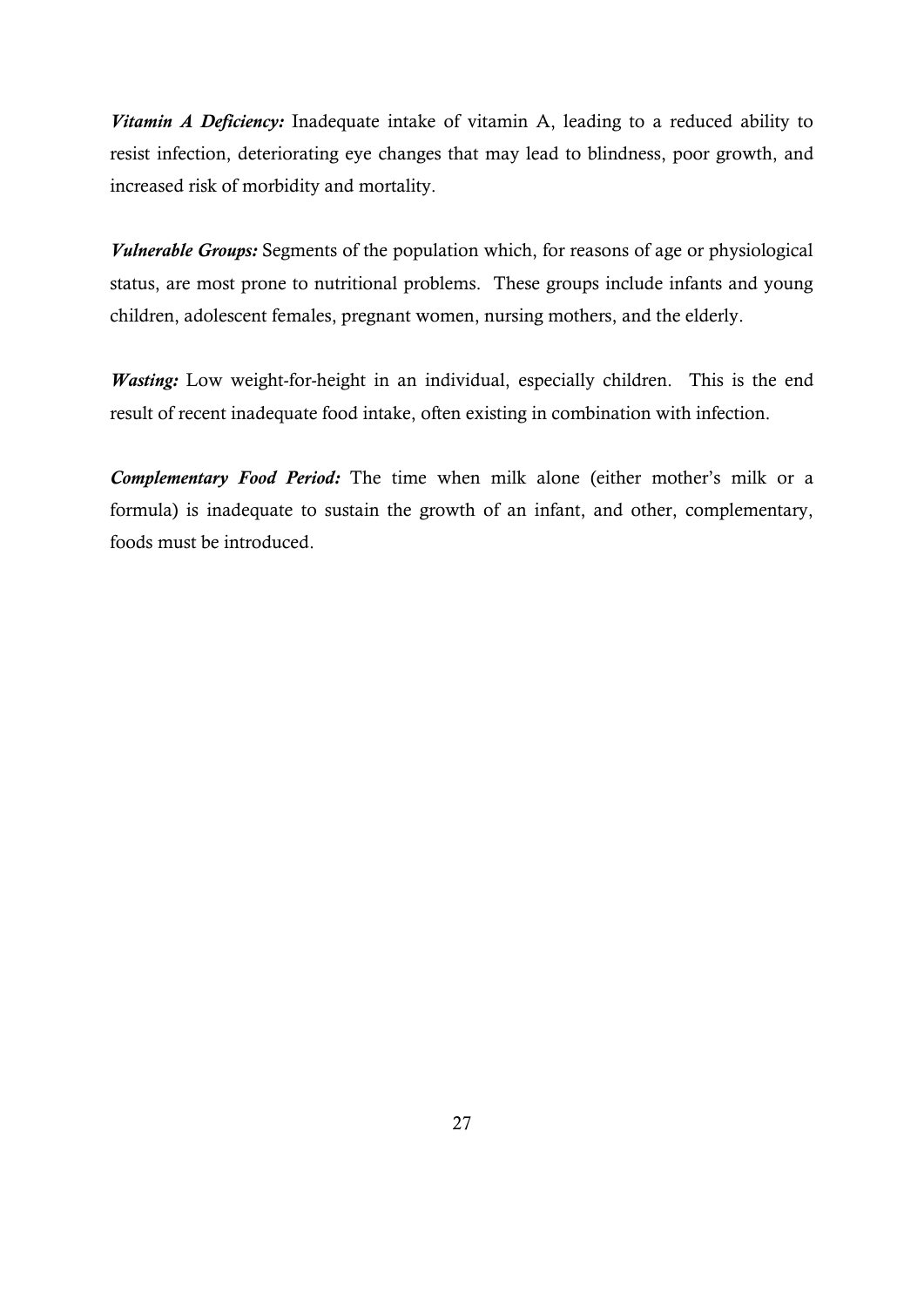***Vitamin A Deficiency:*** Inadequate intake of vitamin A, leading to a reduced ability to resist infection, deteriorating eye changes that may lead to blindness, poor growth, and increased risk of morbidity and mortality.

***Vulnerable Groups:*** Segments of the population which, for reasons of age or physiological status, are most prone to nutritional problems. These groups include infants and young children, adolescent females, pregnant women, nursing mothers, and the elderly.

***Wasting:*** Low weight-for-height in an individual, especially children. This is the end result of recent inadequate food intake, often existing in combination with infection.

***Complementary Food Period:*** The time when milk alone (either mother's milk or a formula) is inadequate to sustain the growth of an infant, and other, complementary, foods must be introduced.